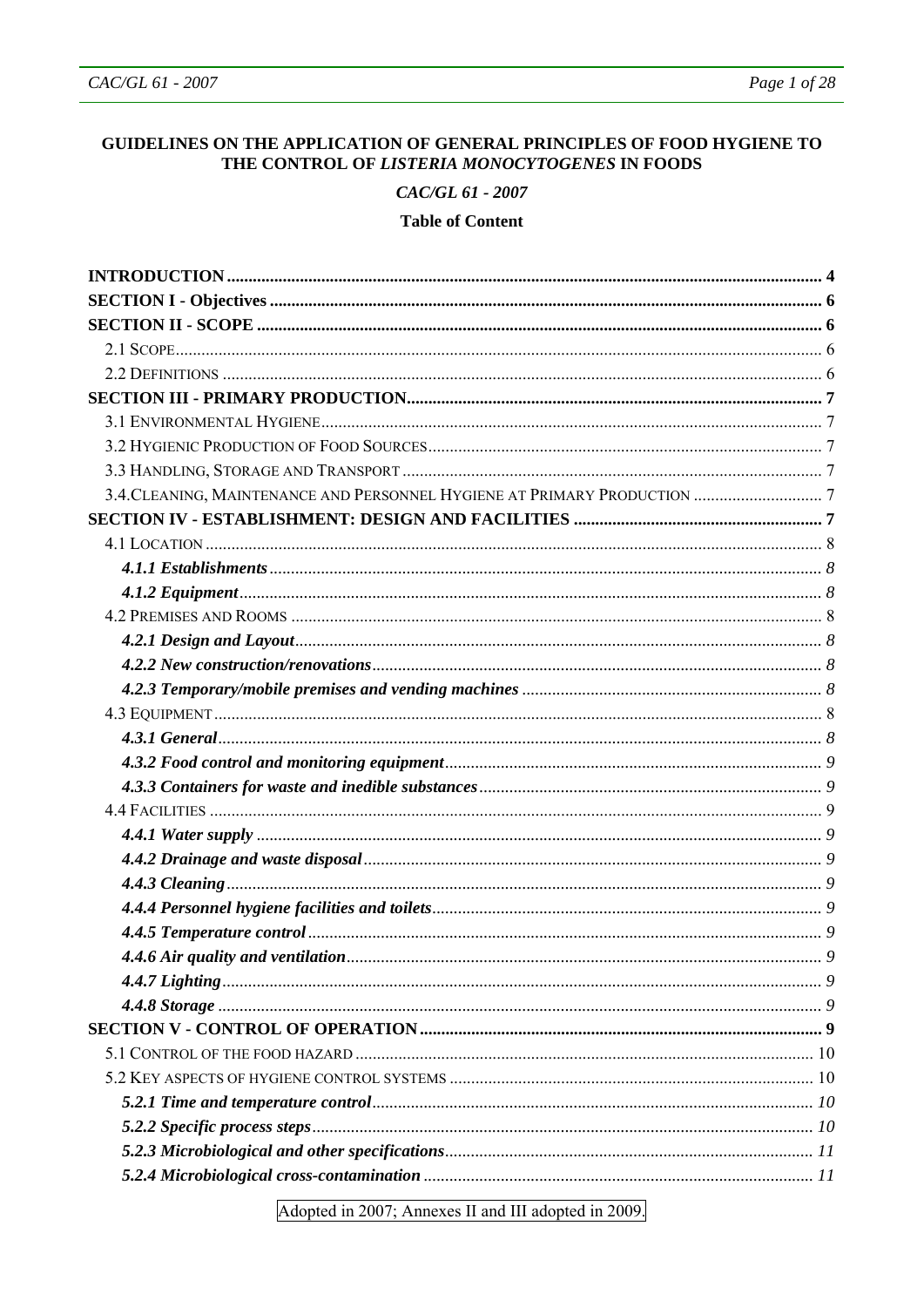# GUIDELINES ON THE APPLICATION OF GENERAL PRINCIPLES OF FOOD HYGIENE TO THE CONTROL OF *LISTERIA MONOCYTOGENES* IN FOODS

*CAC/GL 61 - 2007*

**Table of Content**

**INTRODUCTION** .......... 4

**SECTION I - Objectives** .......... 6

**SECTION II - SCOPE** .......... 6

- 2.1 SCOPE .......... 6
- 2.2 DEFINITIONS .......... 6

**SECTION III - PRIMARY PRODUCTION** .......... 7

- 3.1 ENVIRONMENTAL HYGIENE .......... 7
- 3.2 HYGIENIC PRODUCTION OF FOOD SOURCES .......... 7
- 3.3 HANDLING, STORAGE AND TRANSPORT .......... 7
- 3.4.CLEANING, MAINTENANCE AND PERSONNEL HYGIENE AT PRIMARY PRODUCTION .......... 7

**SECTION IV - ESTABLISHMENT: DESIGN AND FACILITIES** .......... 7

- 4.1 LOCATION .......... 8
  - ***4.1.1 Establishments*** .......... *8*
  - ***4.1.2 Equipment*** .......... *8*
- 4.2 PREMISES AND ROOMS .......... 8
  - ***4.2.1 Design and Layout*** .......... *8*
  - ***4.2.2 New construction/renovations*** .......... *8*
  - ***4.2.3 Temporary/mobile premises and vending machines*** .......... *8*
- 4.3 EQUIPMENT .......... 8
  - ***4.3.1 General*** .......... *8*
  - ***4.3.2 Food control and monitoring equipment*** .......... *9*
  - ***4.3.3 Containers for waste and inedible substances*** .......... *9*
- 4.4 FACILITIES .......... 9
  - ***4.4.1 Water supply*** .......... *9*
  - ***4.4.2 Drainage and waste disposal*** .......... *9*
  - ***4.4.3 Cleaning*** .......... *9*
  - ***4.4.4 Personnel hygiene facilities and toilets*** .......... *9*
  - ***4.4.5 Temperature control*** .......... *9*
  - ***4.4.6 Air quality and ventilation*** .......... *9*
  - ***4.4.7 Lighting*** .......... *9*
  - ***4.4.8 Storage*** .......... *9*

**SECTION V - CONTROL OF OPERATION** .......... 9

- 5.1 CONTROL OF THE FOOD HAZARD .......... 10
- 5.2 KEY ASPECTS OF HYGIENE CONTROL SYSTEMS .......... 10
  - ***5.2.1 Time and temperature control*** .......... *10*
  - ***5.2.2 Specific process steps*** .......... *10*
  - ***5.2.3 Microbiological and other specifications*** .......... *11*
  - ***5.2.4 Microbiological cross-contamination*** .......... *11*

Adopted in 2007; Annexes II and III adopted in 2009.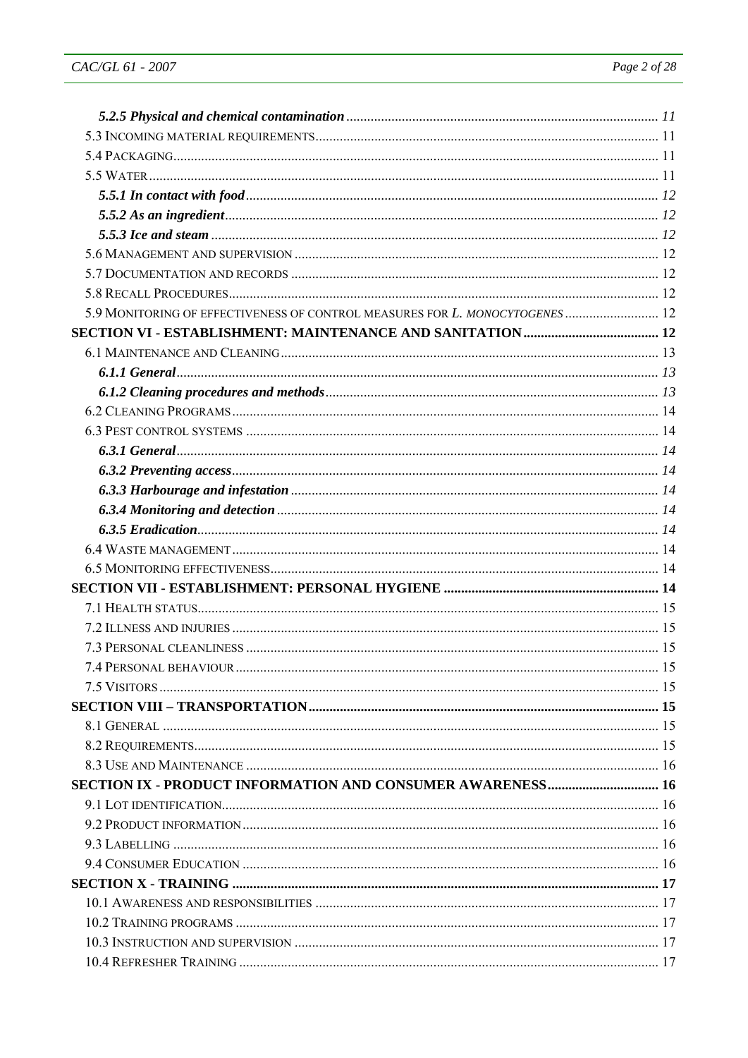***5.2.5 Physical and chemical contamination*** ........................................................................................ *11*
5.3 INCOMING MATERIAL REQUIREMENTS................................................................................................ 11
5.4 PACKAGING......................................................................................................................................... 11
5.5 WATER ................................................................................................................................................ 11
***5.5.1 In contact with food*** .................................................................................................................... *12*
***5.5.2 As an ingredient***........................................................................................................................... *12*
***5.5.3 Ice and steam*** ............................................................................................................................. *12*
5.6 MANAGEMENT AND SUPERVISION ...................................................................................................... 12
5.7 DOCUMENTATION AND RECORDS ....................................................................................................... 12
5.8 RECALL PROCEDURES.......................................................................................................................... 12
5.9 MONITORING OF EFFECTIVENESS OF CONTROL MEASURES FOR *L. MONOCYTOGENES* ........................... 12
**SECTION VI - ESTABLISHMENT: MAINTENANCE AND SANITATION** ....................................... **12**
6.1 MAINTENANCE AND CLEANING............................................................................................................ 13
***6.1.1 General***......................................................................................................................................... *13*
***6.1.2 Cleaning procedures and methods***............................................................................................... *13*
6.2 CLEANING PROGRAMS.......................................................................................................................... 14
6.3 PEST CONTROL SYSTEMS ...................................................................................................................... 14
***6.3.1 General***......................................................................................................................................... *14*
***6.3.2 Preventing access***......................................................................................................................... *14*
***6.3.3 Harbourage and infestation*** ........................................................................................................ *14*
***6.3.4 Monitoring and detection*** ............................................................................................................ *14*
***6.3.5 Eradication***.................................................................................................................................. *14*
6.4 WASTE MANAGEMENT.......................................................................................................................... 14
6.5 MONITORING EFFECTIVENESS.............................................................................................................. 14
**SECTION VII - ESTABLISHMENT: PERSONAL HYGIENE** ............................................................. **14**
7.1 HEALTH STATUS.................................................................................................................................... 15
7.2 ILLNESS AND INJURIES .......................................................................................................................... 15
7.3 PERSONAL CLEANLINESS ...................................................................................................................... 15
7.4 PERSONAL BEHAVIOUR ......................................................................................................................... 15
7.5 VISITORS .............................................................................................................................................. 15
**SECTION VIII – TRANSPORTATION**.................................................................................................... **15**
8.1 GENERAL ............................................................................................................................................. 15
8.2 REQUIREMENTS.................................................................................................................................... 15
8.3 USE AND MAINTENANCE ...................................................................................................................... 16
**SECTION IX - PRODUCT INFORMATION AND CONSUMER AWARENESS**................................ **16**
9.1 LOT IDENTIFICATION............................................................................................................................ 16
9.2 PRODUCT INFORMATION ...................................................................................................................... 16
9.3 LABELLING .......................................................................................................................................... 16
9.4 CONSUMER EDUCATION ...................................................................................................................... 16
**SECTION X - TRAINING** .......................................................................................................................... **17**
10.1 AWARENESS AND RESPONSIBILITIES .................................................................................................. 17
10.2 TRAINING PROGRAMS ........................................................................................................................ 17
10.3 INSTRUCTION AND SUPERVISION ....................................................................................................... 17
10.4 REFRESHER TRAINING ....................................................................................................................... 17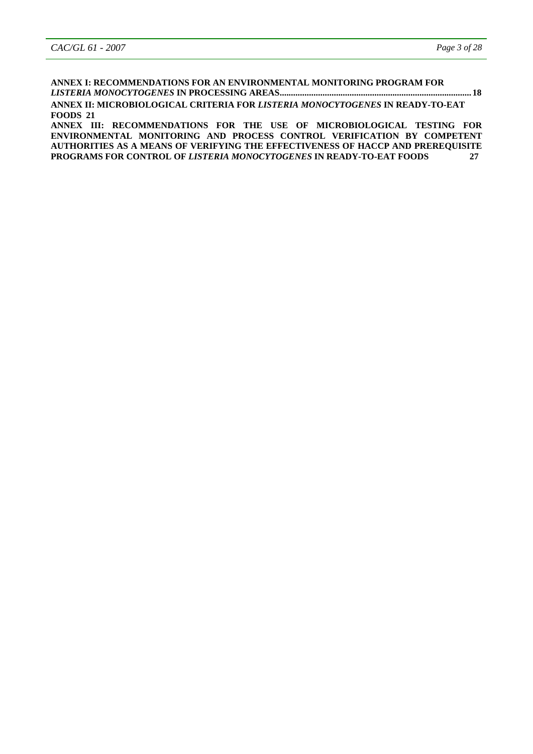**ANNEX I: RECOMMENDATIONS FOR AN ENVIRONMENTAL MONITORING PROGRAM FOR *LISTERIA MONOCYTOGENES* IN PROCESSING AREAS....................................................................................18**

**ANNEX II: MICROBIOLOGICAL CRITERIA FOR *LISTERIA MONOCYTOGENES* IN READY-TO-EAT FOODS 21**

**ANNEX III: RECOMMENDATIONS FOR THE USE OF MICROBIOLOGICAL TESTING FOR ENVIRONMENTAL MONITORING AND PROCESS CONTROL VERIFICATION BY COMPETENT AUTHORITIES AS A MEANS OF VERIFYING THE EFFECTIVENESS OF HACCP AND PREREQUISITE PROGRAMS FOR CONTROL OF *LISTERIA MONOCYTOGENES* IN READY-TO-EAT FOODS 27**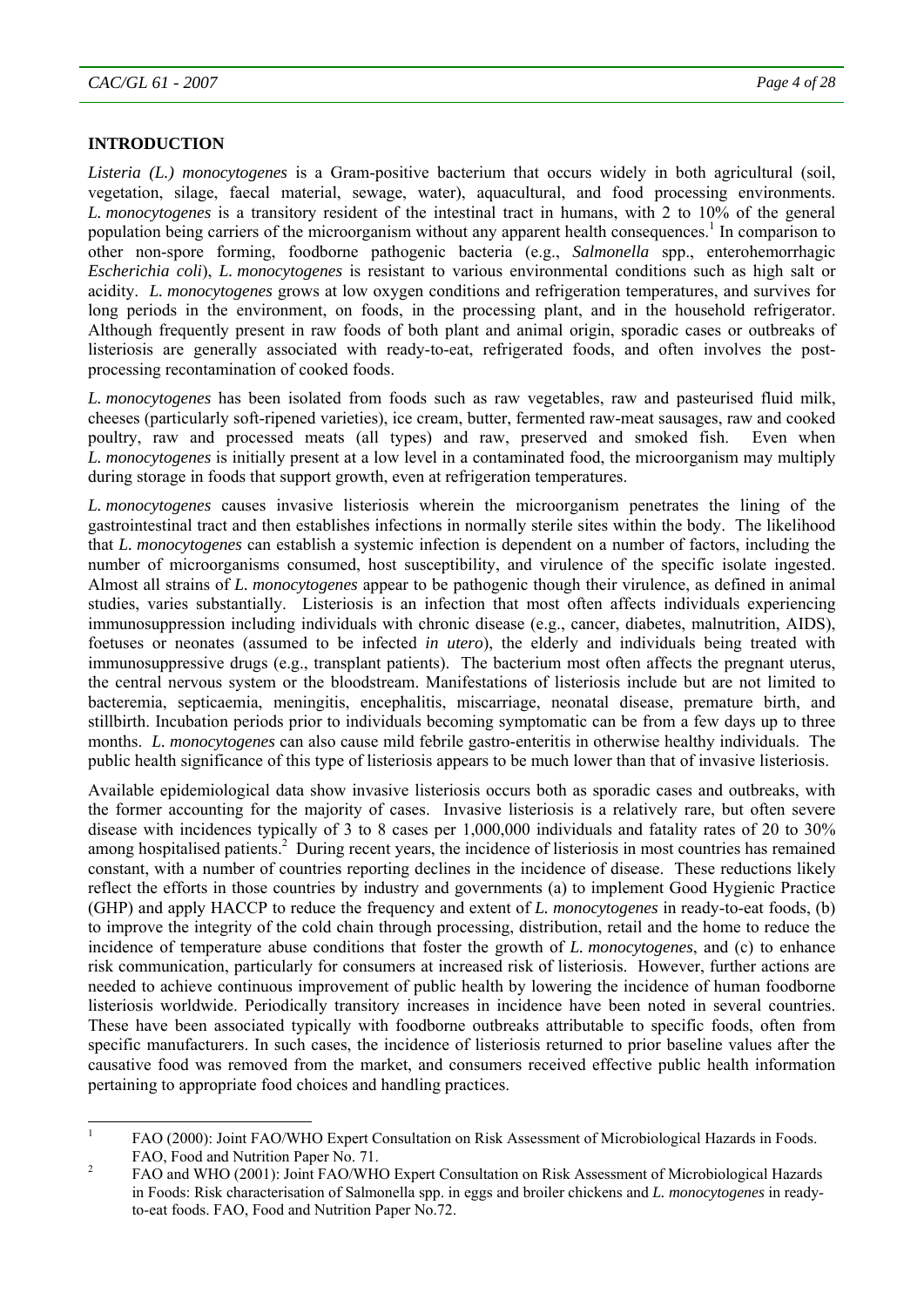## INTRODUCTION

*Listeria (L.) monocytogenes* is a Gram-positive bacterium that occurs widely in both agricultural (soil, vegetation, silage, faecal material, sewage, water), aquacultural, and food processing environments. *L. monocytogenes* is a transitory resident of the intestinal tract in humans, with 2 to 10% of the general population being carriers of the microorganism without any apparent health consequences.[1] In comparison to other non-spore forming, foodborne pathogenic bacteria (e.g., *Salmonella* spp., enterohemorrhagic *Escherichia coli*), *L. monocytogenes* is resistant to various environmental conditions such as high salt or acidity. *L. monocytogenes* grows at low oxygen conditions and refrigeration temperatures, and survives for long periods in the environment, on foods, in the processing plant, and in the household refrigerator. Although frequently present in raw foods of both plant and animal origin, sporadic cases or outbreaks of listeriosis are generally associated with ready-to-eat, refrigerated foods, and often involves the post-processing recontamination of cooked foods.

*L. monocytogenes* has been isolated from foods such as raw vegetables, raw and pasteurised fluid milk, cheeses (particularly soft-ripened varieties), ice cream, butter, fermented raw-meat sausages, raw and cooked poultry, raw and processed meats (all types) and raw, preserved and smoked fish. Even when *L. monocytogenes* is initially present at a low level in a contaminated food, the microorganism may multiply during storage in foods that support growth, even at refrigeration temperatures.

*L. monocytogenes* causes invasive listeriosis wherein the microorganism penetrates the lining of the gastrointestinal tract and then establishes infections in normally sterile sites within the body. The likelihood that *L. monocytogenes* can establish a systemic infection is dependent on a number of factors, including the number of microorganisms consumed, host susceptibility, and virulence of the specific isolate ingested. Almost all strains of *L. monocytogenes* appear to be pathogenic though their virulence, as defined in animal studies, varies substantially. Listeriosis is an infection that most often affects individuals experiencing immunosuppression including individuals with chronic disease (e.g., cancer, diabetes, malnutrition, AIDS), foetuses or neonates (assumed to be infected *in utero*), the elderly and individuals being treated with immunosuppressive drugs (e.g., transplant patients). The bacterium most often affects the pregnant uterus, the central nervous system or the bloodstream. Manifestations of listeriosis include but are not limited to bacteremia, septicaemia, meningitis, encephalitis, miscarriage, neonatal disease, premature birth, and stillbirth. Incubation periods prior to individuals becoming symptomatic can be from a few days up to three months. *L. monocytogenes* can also cause mild febrile gastro-enteritis in otherwise healthy individuals. The public health significance of this type of listeriosis appears to be much lower than that of invasive listeriosis.

Available epidemiological data show invasive listeriosis occurs both as sporadic cases and outbreaks, with the former accounting for the majority of cases. Invasive listeriosis is a relatively rare, but often severe disease with incidences typically of 3 to 8 cases per 1,000,000 individuals and fatality rates of 20 to 30% among hospitalised patients.[2] During recent years, the incidence of listeriosis in most countries has remained constant, with a number of countries reporting declines in the incidence of disease. These reductions likely reflect the efforts in those countries by industry and governments (a) to implement Good Hygienic Practice (GHP) and apply HACCP to reduce the frequency and extent of *L. monocytogenes* in ready-to-eat foods, (b) to improve the integrity of the cold chain through processing, distribution, retail and the home to reduce the incidence of temperature abuse conditions that foster the growth of *L. monocytogenes*, and (c) to enhance risk communication, particularly for consumers at increased risk of listeriosis. However, further actions are needed to achieve continuous improvement of public health by lowering the incidence of human foodborne listeriosis worldwide. Periodically transitory increases in incidence have been noted in several countries. These have been associated typically with foodborne outbreaks attributable to specific foods, often from specific manufacturers. In such cases, the incidence of listeriosis returned to prior baseline values after the causative food was removed from the market, and consumers received effective public health information pertaining to appropriate food choices and handling practices.

---

[1] FAO (2000): Joint FAO/WHO Expert Consultation on Risk Assessment of Microbiological Hazards in Foods. FAO, Food and Nutrition Paper No. 71.

[2] FAO and WHO (2001): Joint FAO/WHO Expert Consultation on Risk Assessment of Microbiological Hazards in Foods: Risk characterisation of Salmonella spp. in eggs and broiler chickens and *L. monocytogenes* in ready-to-eat foods. FAO, Food and Nutrition Paper No.72.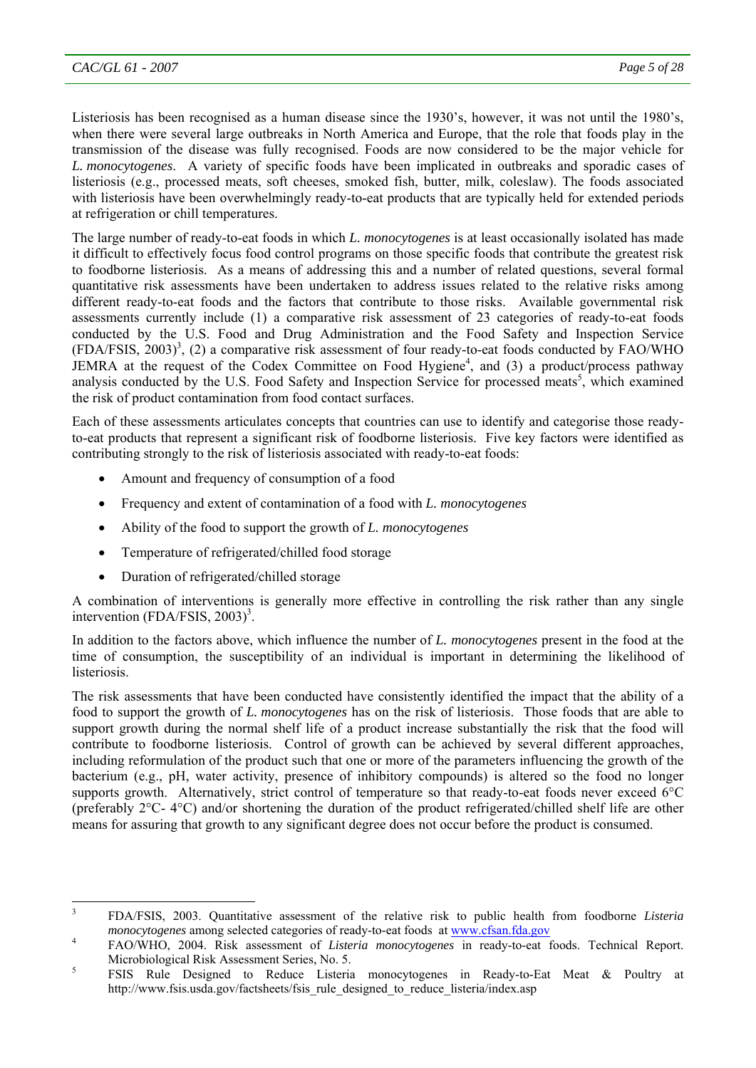Listeriosis has been recognised as a human disease since the 1930's, however, it was not until the 1980's, when there were several large outbreaks in North America and Europe, that the role that foods play in the transmission of the disease was fully recognised. Foods are now considered to be the major vehicle for *L. monocytogenes*. A variety of specific foods have been implicated in outbreaks and sporadic cases of listeriosis (e.g., processed meats, soft cheeses, smoked fish, butter, milk, coleslaw). The foods associated with listeriosis have been overwhelmingly ready-to-eat products that are typically held for extended periods at refrigeration or chill temperatures.

The large number of ready-to-eat foods in which *L. monocytogenes* is at least occasionally isolated has made it difficult to effectively focus food control programs on those specific foods that contribute the greatest risk to foodborne listeriosis. As a means of addressing this and a number of related questions, several formal quantitative risk assessments have been undertaken to address issues related to the relative risks among different ready-to-eat foods and the factors that contribute to those risks. Available governmental risk assessments currently include (1) a comparative risk assessment of 23 categories of ready-to-eat foods conducted by the U.S. Food and Drug Administration and the Food Safety and Inspection Service (FDA/FSIS, 2003)[3], (2) a comparative risk assessment of four ready-to-eat foods conducted by FAO/WHO JEMRA at the request of the Codex Committee on Food Hygiene[4], and (3) a product/process pathway analysis conducted by the U.S. Food Safety and Inspection Service for processed meats[5], which examined the risk of product contamination from food contact surfaces.

Each of these assessments articulates concepts that countries can use to identify and categorise those ready-to-eat products that represent a significant risk of foodborne listeriosis. Five key factors were identified as contributing strongly to the risk of listeriosis associated with ready-to-eat foods:

- Amount and frequency of consumption of a food
- Frequency and extent of contamination of a food with *L. monocytogenes*
- Ability of the food to support the growth of *L. monocytogenes*
- Temperature of refrigerated/chilled food storage
- Duration of refrigerated/chilled storage

A combination of interventions is generally more effective in controlling the risk rather than any single intervention (FDA/FSIS, 2003)[3].

In addition to the factors above, which influence the number of *L. monocytogenes* present in the food at the time of consumption, the susceptibility of an individual is important in determining the likelihood of listeriosis.

The risk assessments that have been conducted have consistently identified the impact that the ability of a food to support the growth of *L. monocytogenes* has on the risk of listeriosis. Those foods that are able to support growth during the normal shelf life of a product increase substantially the risk that the food will contribute to foodborne listeriosis. Control of growth can be achieved by several different approaches, including reformulation of the product such that one or more of the parameters influencing the growth of the bacterium (e.g., pH, water activity, presence of inhibitory compounds) is altered so the food no longer supports growth. Alternatively, strict control of temperature so that ready-to-eat foods never exceed 6°C (preferably 2°C- 4°C) and/or shortening the duration of the product refrigerated/chilled shelf life are other means for assuring that growth to any significant degree does not occur before the product is consumed.

---

[3] FDA/FSIS, 2003. Quantitative assessment of the relative risk to public health from foodborne *Listeria monocytogenes* among selected categories of ready-to-eat foods at www.cfsan.fda.gov

[4] FAO/WHO, 2004. Risk assessment of *Listeria monocytogenes* in ready-to-eat foods. Technical Report. Microbiological Risk Assessment Series, No. 5.

[5] FSIS Rule Designed to Reduce Listeria monocytogenes in Ready-to-Eat Meat & Poultry at http://www.fsis.usda.gov/factsheets/fsis_rule_designed_to_reduce_listeria/index.asp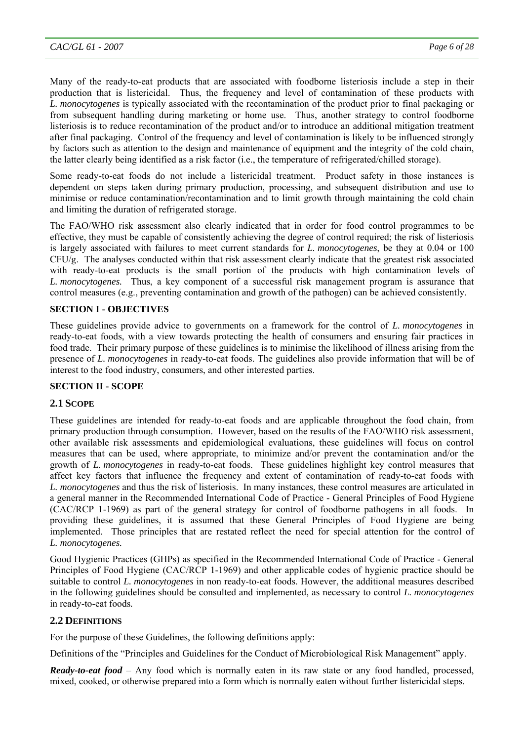Many of the ready-to-eat products that are associated with foodborne listeriosis include a step in their production that is listericidal. Thus, the frequency and level of contamination of these products with *L. monocytogenes* is typically associated with the recontamination of the product prior to final packaging or from subsequent handling during marketing or home use. Thus, another strategy to control foodborne listeriosis is to reduce recontamination of the product and/or to introduce an additional mitigation treatment after final packaging. Control of the frequency and level of contamination is likely to be influenced strongly by factors such as attention to the design and maintenance of equipment and the integrity of the cold chain, the latter clearly being identified as a risk factor (i.e., the temperature of refrigerated/chilled storage).

Some ready-to-eat foods do not include a listericidal treatment. Product safety in those instances is dependent on steps taken during primary production, processing, and subsequent distribution and use to minimise or reduce contamination/recontamination and to limit growth through maintaining the cold chain and limiting the duration of refrigerated storage.

The FAO/WHO risk assessment also clearly indicated that in order for food control programmes to be effective, they must be capable of consistently achieving the degree of control required; the risk of listeriosis is largely associated with failures to meet current standards for *L. monocytogenes*, be they at 0.04 or 100 CFU/g. The analyses conducted within that risk assessment clearly indicate that the greatest risk associated with ready-to-eat products is the small portion of the products with high contamination levels of *L. monocytogenes.* Thus, a key component of a successful risk management program is assurance that control measures (e.g., preventing contamination and growth of the pathogen) can be achieved consistently.

## SECTION I - OBJECTIVES

These guidelines provide advice to governments on a framework for the control of *L. monocytogenes* in ready-to-eat foods, with a view towards protecting the health of consumers and ensuring fair practices in food trade. Their primary purpose of these guidelines is to minimise the likelihood of illness arising from the presence of *L. monocytogenes* in ready-to-eat foods. The guidelines also provide information that will be of interest to the food industry, consumers, and other interested parties.

## SECTION II - SCOPE

### 2.1 Scope

These guidelines are intended for ready-to-eat foods and are applicable throughout the food chain, from primary production through consumption. However, based on the results of the FAO/WHO risk assessment, other available risk assessments and epidemiological evaluations, these guidelines will focus on control measures that can be used, where appropriate, to minimize and/or prevent the contamination and/or the growth of *L. monocytogenes* in ready-to-eat foods. These guidelines highlight key control measures that affect key factors that influence the frequency and extent of contamination of ready-to-eat foods with *L. monocytogenes* and thus the risk of listeriosis. In many instances, these control measures are articulated in a general manner in the Recommended International Code of Practice - General Principles of Food Hygiene (CAC/RCP 1-1969) as part of the general strategy for control of foodborne pathogens in all foods. In providing these guidelines, it is assumed that these General Principles of Food Hygiene are being implemented. Those principles that are restated reflect the need for special attention for the control of *L. monocytogenes.*

Good Hygienic Practices (GHPs) as specified in the Recommended International Code of Practice - General Principles of Food Hygiene (CAC/RCP 1-1969) and other applicable codes of hygienic practice should be suitable to control *L. monocytogenes* in non ready-to-eat foods. However, the additional measures described in the following guidelines should be consulted and implemented, as necessary to control *L. monocytogenes* in ready-to-eat foods*.*

### 2.2 Definitions

For the purpose of these Guidelines, the following definitions apply:

Definitions of the "Principles and Guidelines for the Conduct of Microbiological Risk Management" apply.

***Ready-to-eat food*** – Any food which is normally eaten in its raw state or any food handled, processed, mixed, cooked, or otherwise prepared into a form which is normally eaten without further listericidal steps.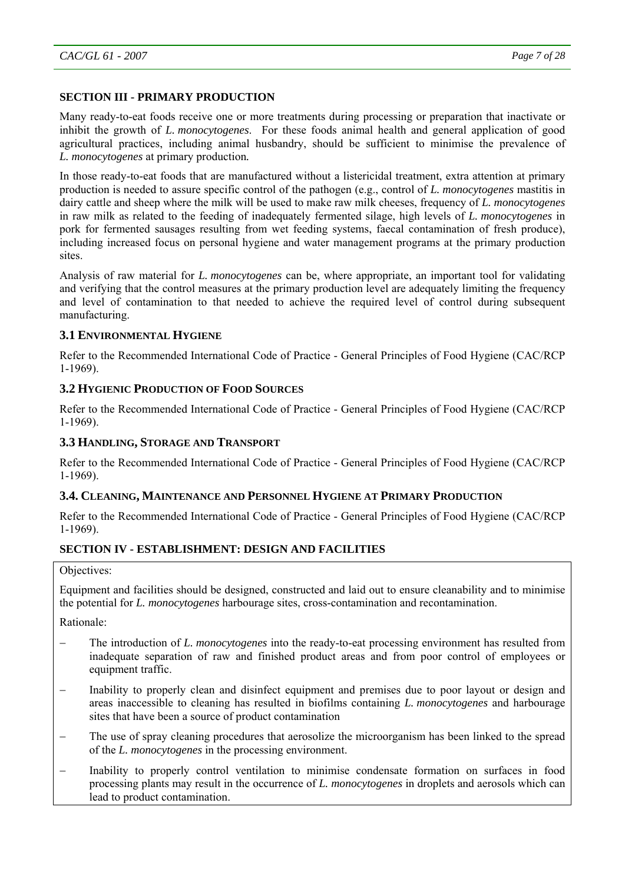## SECTION III - PRIMARY PRODUCTION

Many ready-to-eat foods receive one or more treatments during processing or preparation that inactivate or inhibit the growth of *L. monocytogenes*. For these foods animal health and general application of good agricultural practices, including animal husbandry, should be sufficient to minimise the prevalence of *L. monocytogenes* at primary production.

In those ready-to-eat foods that are manufactured without a listericidal treatment, extra attention at primary production is needed to assure specific control of the pathogen (e.g., control of *L. monocytogenes* mastitis in dairy cattle and sheep where the milk will be used to make raw milk cheeses, frequency of *L. monocytogenes* in raw milk as related to the feeding of inadequately fermented silage, high levels of *L. monocytogenes* in pork for fermented sausages resulting from wet feeding systems, faecal contamination of fresh produce), including increased focus on personal hygiene and water management programs at the primary production sites.

Analysis of raw material for *L. monocytogenes* can be, where appropriate, an important tool for validating and verifying that the control measures at the primary production level are adequately limiting the frequency and level of contamination to that needed to achieve the required level of control during subsequent manufacturing.

### 3.1 Environmental Hygiene

Refer to the Recommended International Code of Practice - General Principles of Food Hygiene (CAC/RCP 1-1969).

### 3.2 Hygienic Production of Food Sources

Refer to the Recommended International Code of Practice - General Principles of Food Hygiene (CAC/RCP 1-1969).

### 3.3 Handling, Storage and Transport

Refer to the Recommended International Code of Practice - General Principles of Food Hygiene (CAC/RCP 1-1969).

### 3.4. Cleaning, Maintenance and Personnel Hygiene at Primary Production

Refer to the Recommended International Code of Practice - General Principles of Food Hygiene (CAC/RCP 1-1969).

## SECTION IV - ESTABLISHMENT: DESIGN AND FACILITIES

Objectives:

Equipment and facilities should be designed, constructed and laid out to ensure cleanability and to minimise the potential for *L. monocytogenes* harbourage sites, cross-contamination and recontamination.

Rationale:

- The introduction of *L. monocytogenes* into the ready-to-eat processing environment has resulted from inadequate separation of raw and finished product areas and from poor control of employees or equipment traffic.
- Inability to properly clean and disinfect equipment and premises due to poor layout or design and areas inaccessible to cleaning has resulted in biofilms containing *L. monocytogenes* and harbourage sites that have been a source of product contamination
- The use of spray cleaning procedures that aerosolize the microorganism has been linked to the spread of the *L. monocytogenes* in the processing environment.
- Inability to properly control ventilation to minimise condensate formation on surfaces in food processing plants may result in the occurrence of *L. monocytogenes* in droplets and aerosols which can lead to product contamination.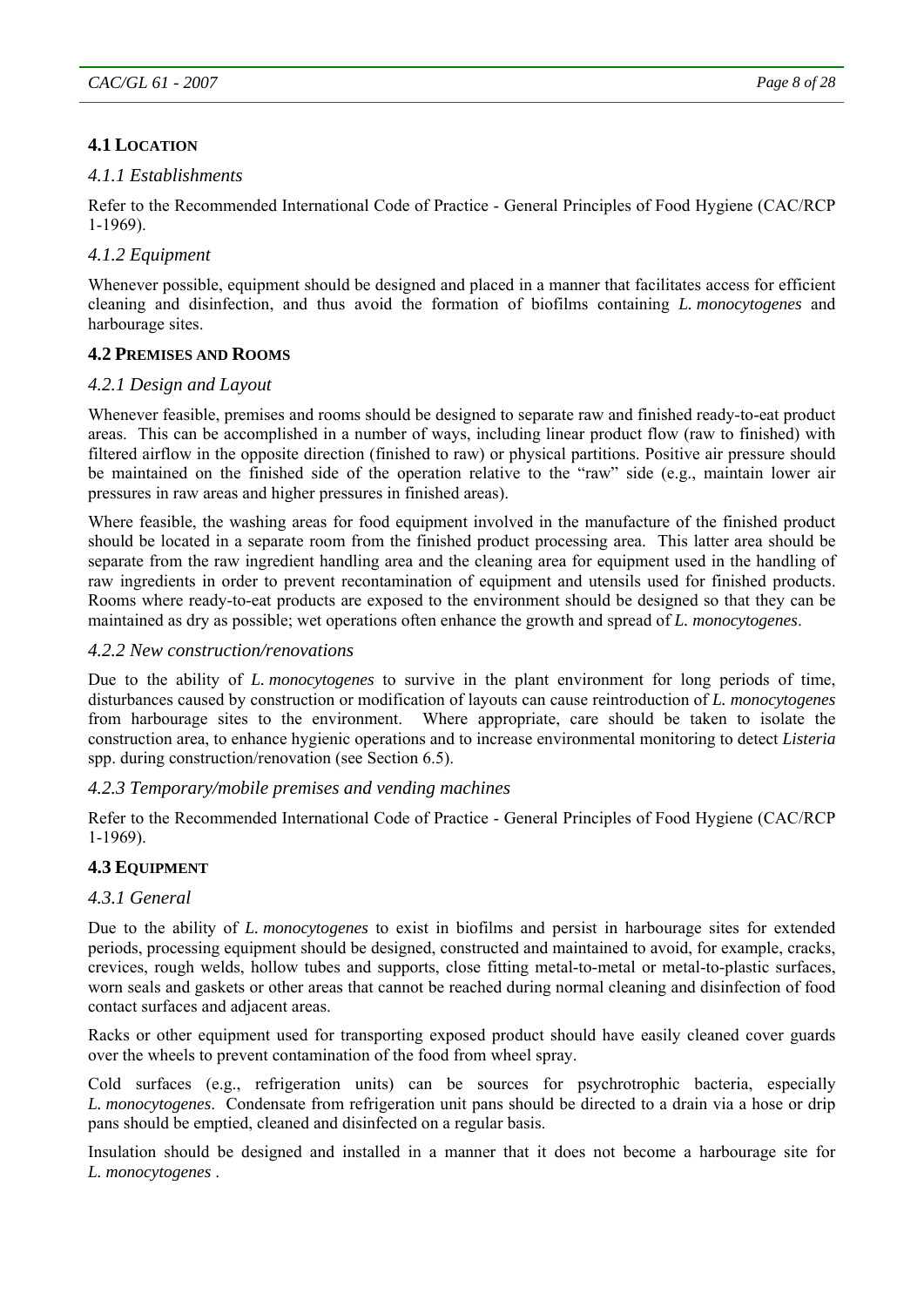## 4.1 LOCATION

### *4.1.1 Establishments*

Refer to the Recommended International Code of Practice - General Principles of Food Hygiene (CAC/RCP 1-1969).

### *4.1.2 Equipment*

Whenever possible, equipment should be designed and placed in a manner that facilitates access for efficient cleaning and disinfection, and thus avoid the formation of biofilms containing *L. monocytogenes* and harbourage sites.

## 4.2 PREMISES AND ROOMS

### *4.2.1 Design and Layout*

Whenever feasible, premises and rooms should be designed to separate raw and finished ready-to-eat product areas. This can be accomplished in a number of ways, including linear product flow (raw to finished) with filtered airflow in the opposite direction (finished to raw) or physical partitions. Positive air pressure should be maintained on the finished side of the operation relative to the "raw" side (e.g., maintain lower air pressures in raw areas and higher pressures in finished areas).

Where feasible, the washing areas for food equipment involved in the manufacture of the finished product should be located in a separate room from the finished product processing area. This latter area should be separate from the raw ingredient handling area and the cleaning area for equipment used in the handling of raw ingredients in order to prevent recontamination of equipment and utensils used for finished products. Rooms where ready-to-eat products are exposed to the environment should be designed so that they can be maintained as dry as possible; wet operations often enhance the growth and spread of *L. monocytogenes*.

### *4.2.2 New construction/renovations*

Due to the ability of *L. monocytogenes* to survive in the plant environment for long periods of time, disturbances caused by construction or modification of layouts can cause reintroduction of *L. monocytogenes* from harbourage sites to the environment. Where appropriate, care should be taken to isolate the construction area, to enhance hygienic operations and to increase environmental monitoring to detect *Listeria* spp. during construction/renovation (see Section 6.5).

### *4.2.3 Temporary/mobile premises and vending machines*

Refer to the Recommended International Code of Practice - General Principles of Food Hygiene (CAC/RCP 1-1969).

## 4.3 EQUIPMENT

### *4.3.1 General*

Due to the ability of *L. monocytogenes* to exist in biofilms and persist in harbourage sites for extended periods, processing equipment should be designed, constructed and maintained to avoid, for example, cracks, crevices, rough welds, hollow tubes and supports, close fitting metal-to-metal or metal-to-plastic surfaces, worn seals and gaskets or other areas that cannot be reached during normal cleaning and disinfection of food contact surfaces and adjacent areas.

Racks or other equipment used for transporting exposed product should have easily cleaned cover guards over the wheels to prevent contamination of the food from wheel spray.

Cold surfaces (e.g., refrigeration units) can be sources for psychrotrophic bacteria, especially *L. monocytogenes*. Condensate from refrigeration unit pans should be directed to a drain via a hose or drip pans should be emptied, cleaned and disinfected on a regular basis.

Insulation should be designed and installed in a manner that it does not become a harbourage site for *L. monocytogenes* .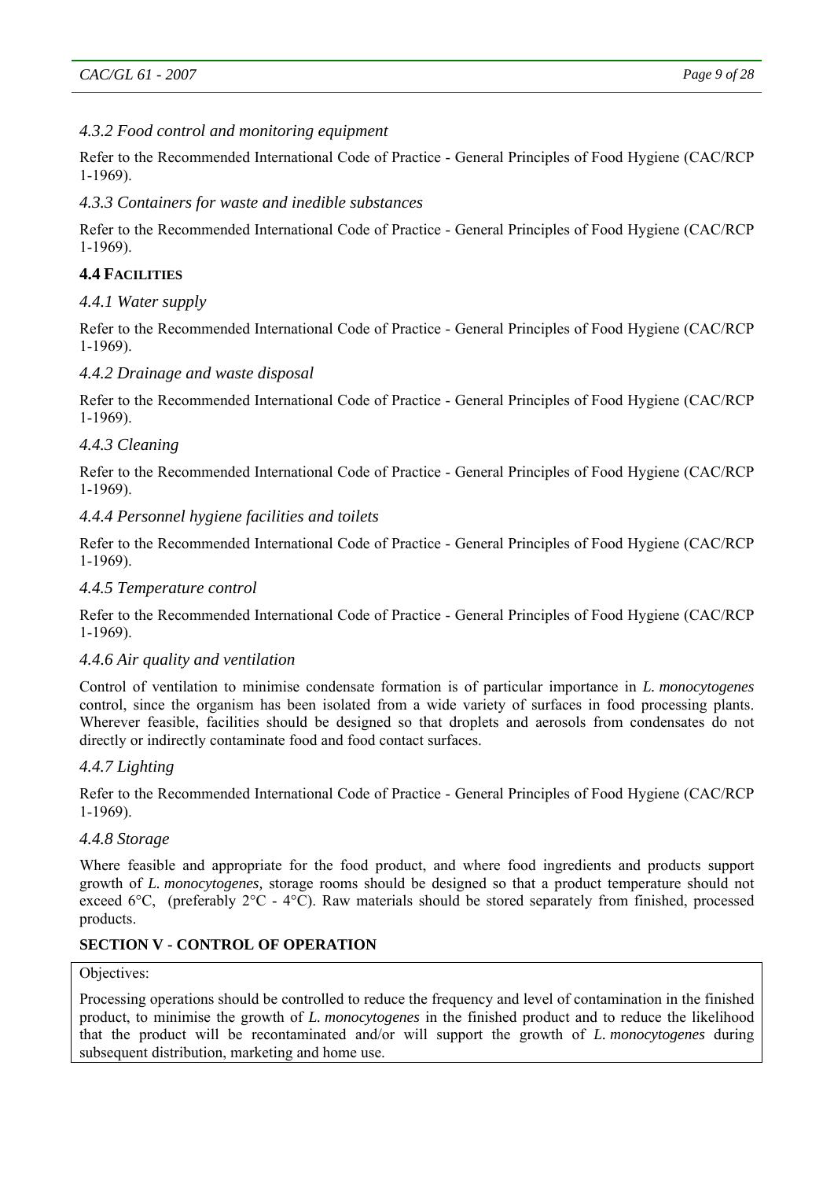#### *4.3.2 Food control and monitoring equipment*

Refer to the Recommended International Code of Practice - General Principles of Food Hygiene (CAC/RCP 1-1969).

#### *4.3.3 Containers for waste and inedible substances*

Refer to the Recommended International Code of Practice - General Principles of Food Hygiene (CAC/RCP 1-1969).

### 4.4 FACILITIES

#### *4.4.1 Water supply*

Refer to the Recommended International Code of Practice - General Principles of Food Hygiene (CAC/RCP 1-1969).

#### *4.4.2 Drainage and waste disposal*

Refer to the Recommended International Code of Practice - General Principles of Food Hygiene (CAC/RCP 1-1969).

#### *4.4.3 Cleaning*

Refer to the Recommended International Code of Practice - General Principles of Food Hygiene (CAC/RCP 1-1969).

#### *4.4.4 Personnel hygiene facilities and toilets*

Refer to the Recommended International Code of Practice - General Principles of Food Hygiene (CAC/RCP 1-1969).

#### *4.4.5 Temperature control*

Refer to the Recommended International Code of Practice - General Principles of Food Hygiene (CAC/RCP 1-1969).

#### *4.4.6 Air quality and ventilation*

Control of ventilation to minimise condensate formation is of particular importance in *L. monocytogenes* control, since the organism has been isolated from a wide variety of surfaces in food processing plants. Wherever feasible, facilities should be designed so that droplets and aerosols from condensates do not directly or indirectly contaminate food and food contact surfaces.

#### *4.4.7 Lighting*

Refer to the Recommended International Code of Practice - General Principles of Food Hygiene (CAC/RCP 1-1969).

#### *4.4.8 Storage*

Where feasible and appropriate for the food product, and where food ingredients and products support growth of *L. monocytogenes,* storage rooms should be designed so that a product temperature should not exceed 6°C, (preferably 2°C - 4°C). Raw materials should be stored separately from finished, processed products.

## SECTION V - CONTROL OF OPERATION

Objectives:

Processing operations should be controlled to reduce the frequency and level of contamination in the finished product, to minimise the growth of *L. monocytogenes* in the finished product and to reduce the likelihood that the product will be recontaminated and/or will support the growth of *L. monocytogenes* during subsequent distribution, marketing and home use.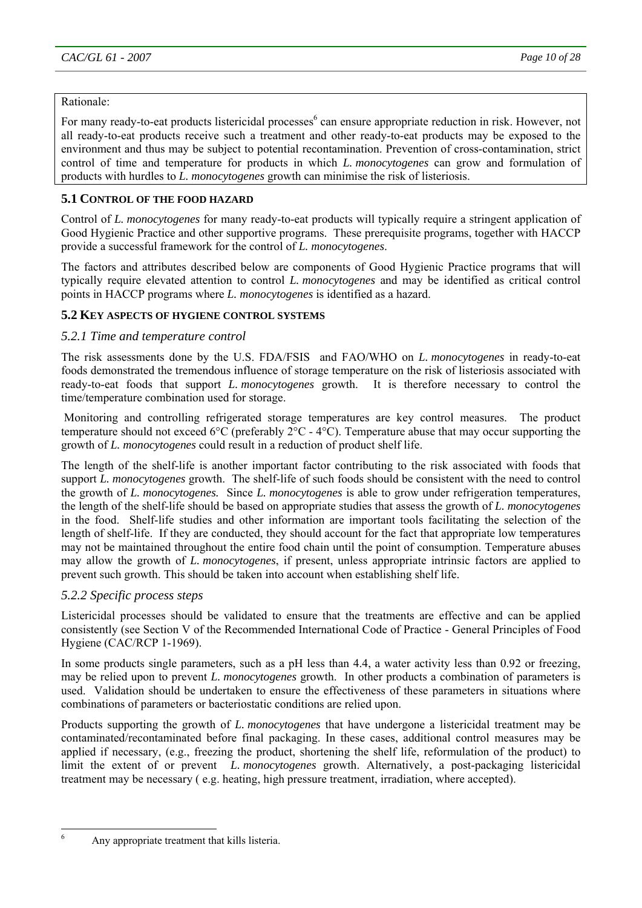Rationale:

For many ready-to-eat products listericidal processes[6] can ensure appropriate reduction in risk. However, not all ready-to-eat products receive such a treatment and other ready-to-eat products may be exposed to the environment and thus may be subject to potential recontamination. Prevention of cross-contamination, strict control of time and temperature for products in which *L. monocytogenes* can grow and formulation of products with hurdles to *L. monocytogenes* growth can minimise the risk of listeriosis.

### 5.1 Control of the food hazard

Control of *L. monocytogenes* for many ready-to-eat products will typically require a stringent application of Good Hygienic Practice and other supportive programs. These prerequisite programs, together with HACCP provide a successful framework for the control of *L. monocytogenes*.

The factors and attributes described below are components of Good Hygienic Practice programs that will typically require elevated attention to control *L. monocytogenes* and may be identified as critical control points in HACCP programs where *L. monocytogenes* is identified as a hazard.

### 5.2 Key aspects of hygiene control systems

#### *5.2.1 Time and temperature control*

The risk assessments done by the U.S. FDA/FSIS and FAO/WHO on *L. monocytogenes* in ready-to-eat foods demonstrated the tremendous influence of storage temperature on the risk of listeriosis associated with ready-to-eat foods that support *L. monocytogenes* growth. It is therefore necessary to control the time/temperature combination used for storage.

Monitoring and controlling refrigerated storage temperatures are key control measures. The product temperature should not exceed 6°C (preferably 2°C - 4°C). Temperature abuse that may occur supporting the growth of *L. monocytogenes* could result in a reduction of product shelf life.

The length of the shelf-life is another important factor contributing to the risk associated with foods that support *L. monocytogenes* growth. The shelf-life of such foods should be consistent with the need to control the growth of *L. monocytogenes.* Since *L. monocytogenes* is able to grow under refrigeration temperatures, the length of the shelf-life should be based on appropriate studies that assess the growth of *L. monocytogenes* in the food. Shelf-life studies and other information are important tools facilitating the selection of the length of shelf-life. If they are conducted, they should account for the fact that appropriate low temperatures may not be maintained throughout the entire food chain until the point of consumption. Temperature abuses may allow the growth of *L. monocytogenes*, if present, unless appropriate intrinsic factors are applied to prevent such growth. This should be taken into account when establishing shelf life.

#### *5.2.2 Specific process steps*

Listericidal processes should be validated to ensure that the treatments are effective and can be applied consistently (see Section V of the Recommended International Code of Practice - General Principles of Food Hygiene (CAC/RCP 1-1969).

In some products single parameters, such as a pH less than 4.4, a water activity less than 0.92 or freezing, may be relied upon to prevent *L. monocytogenes* growth. In other products a combination of parameters is used. Validation should be undertaken to ensure the effectiveness of these parameters in situations where combinations of parameters or bacteriostatic conditions are relied upon.

Products supporting the growth of *L. monocytogenes* that have undergone a listericidal treatment may be contaminated/recontaminated before final packaging. In these cases, additional control measures may be applied if necessary, (e.g., freezing the product, shortening the shelf life, reformulation of the product) to limit the extent of or prevent *L. monocytogenes* growth. Alternatively, a post-packaging listericidal treatment may be necessary ( e.g. heating, high pressure treatment, irradiation, where accepted).

---

[6] Any appropriate treatment that kills listeria.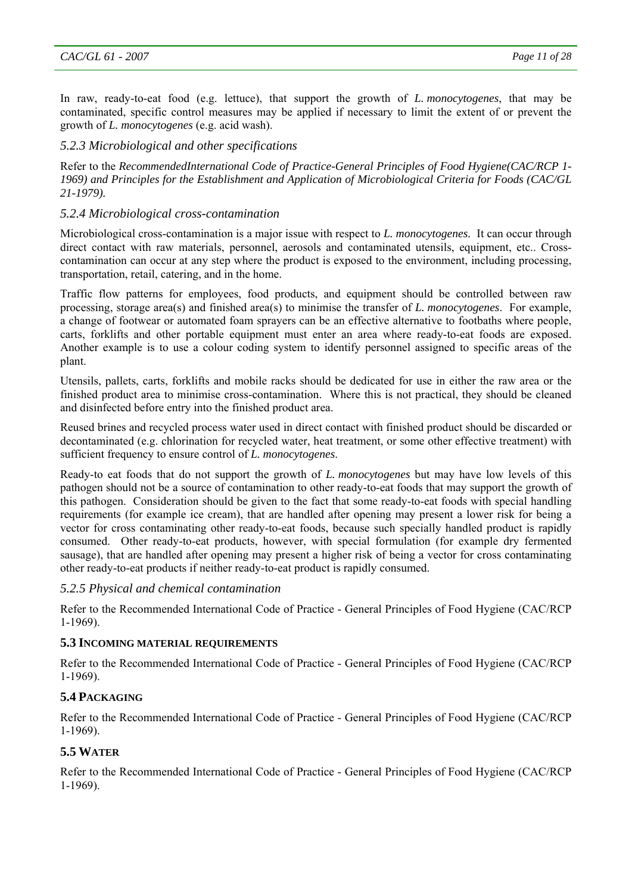In raw, ready-to-eat food (e.g. lettuce), that support the growth of *L. monocytogenes*, that may be contaminated, specific control measures may be applied if necessary to limit the extent of or prevent the growth of *L. monocytogenes* (e.g. acid wash).

### *5.2.3 Microbiological and other specifications*

Refer to the *RecommendedInternational Code of Practice-General Principles of Food Hygiene(CAC/RCP 1-1969) and Principles for the Establishment and Application of Microbiological Criteria for Foods (CAC/GL 21-1979).*

### *5.2.4 Microbiological cross-contamination*

Microbiological cross-contamination is a major issue with respect to *L. monocytogenes.* It can occur through direct contact with raw materials, personnel, aerosols and contaminated utensils, equipment, etc.. Cross-contamination can occur at any step where the product is exposed to the environment, including processing, transportation, retail, catering, and in the home.

Traffic flow patterns for employees, food products, and equipment should be controlled between raw processing, storage area(s) and finished area(s) to minimise the transfer of *L. monocytogenes*. For example, a change of footwear or automated foam sprayers can be an effective alternative to footbaths where people, carts, forklifts and other portable equipment must enter an area where ready-to-eat foods are exposed. Another example is to use a colour coding system to identify personnel assigned to specific areas of the plant.

Utensils, pallets, carts, forklifts and mobile racks should be dedicated for use in either the raw area or the finished product area to minimise cross-contamination. Where this is not practical, they should be cleaned and disinfected before entry into the finished product area.

Reused brines and recycled process water used in direct contact with finished product should be discarded or decontaminated (e.g. chlorination for recycled water, heat treatment, or some other effective treatment) with sufficient frequency to ensure control of *L. monocytogenes*.

Ready-to eat foods that do not support the growth of *L. monocytogenes* but may have low levels of this pathogen should not be a source of contamination to other ready-to-eat foods that may support the growth of this pathogen. Consideration should be given to the fact that some ready-to-eat foods with special handling requirements (for example ice cream), that are handled after opening may present a lower risk for being a vector for cross contaminating other ready-to-eat foods, because such specially handled product is rapidly consumed. Other ready-to-eat products, however, with special formulation (for example dry fermented sausage), that are handled after opening may present a higher risk of being a vector for cross contaminating other ready-to-eat products if neither ready-to-eat product is rapidly consumed.

### *5.2.5 Physical and chemical contamination*

Refer to the Recommended International Code of Practice - General Principles of Food Hygiene (CAC/RCP 1-1969).

## **5.3 INCOMING MATERIAL REQUIREMENTS**

Refer to the Recommended International Code of Practice - General Principles of Food Hygiene (CAC/RCP 1-1969).

## **5.4 PACKAGING**

Refer to the Recommended International Code of Practice - General Principles of Food Hygiene (CAC/RCP 1-1969).

## **5.5 WATER**

Refer to the Recommended International Code of Practice - General Principles of Food Hygiene (CAC/RCP 1-1969).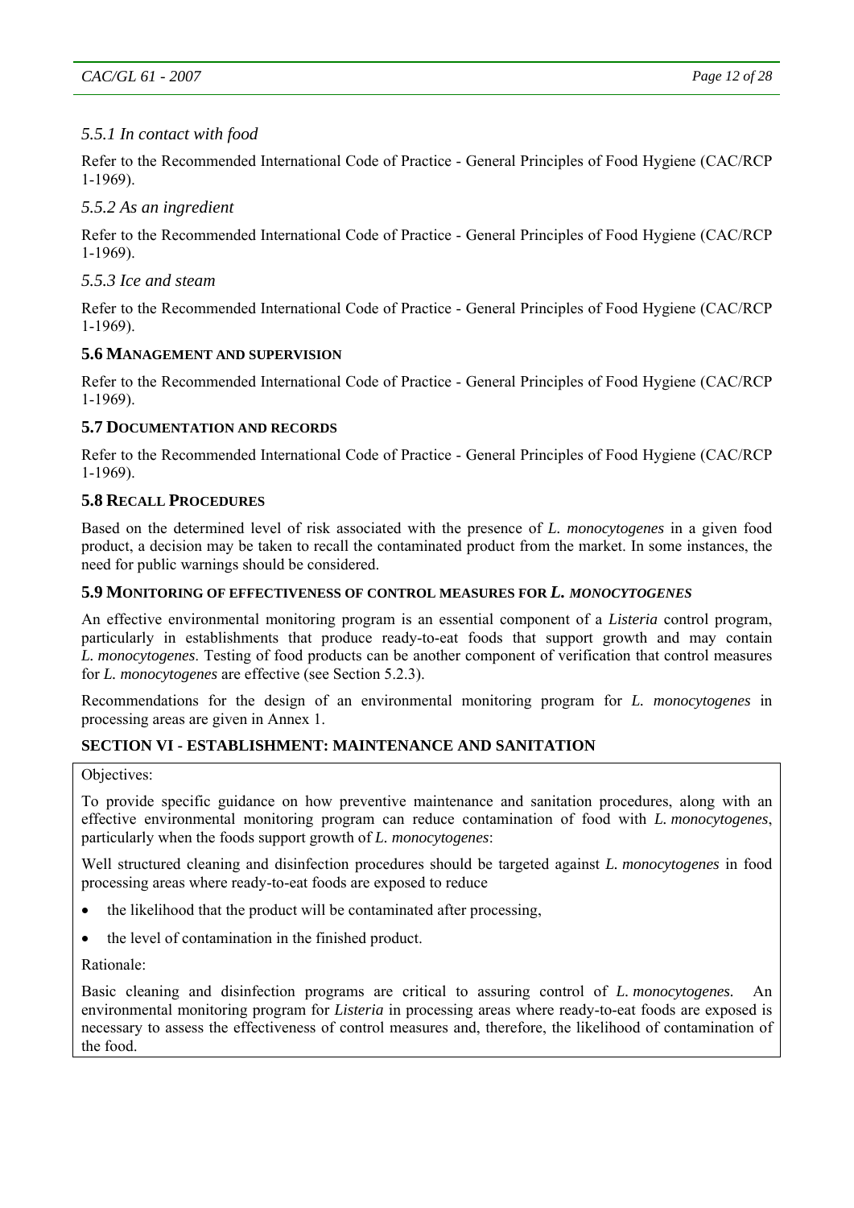#### *5.5.1 In contact with food*

Refer to the Recommended International Code of Practice - General Principles of Food Hygiene (CAC/RCP 1-1969).

#### *5.5.2 As an ingredient*

Refer to the Recommended International Code of Practice - General Principles of Food Hygiene (CAC/RCP 1-1969).

#### *5.5.3 Ice and steam*

Refer to the Recommended International Code of Practice - General Principles of Food Hygiene (CAC/RCP 1-1969).

### 5.6 MANAGEMENT AND SUPERVISION

Refer to the Recommended International Code of Practice - General Principles of Food Hygiene (CAC/RCP 1-1969).

### 5.7 DOCUMENTATION AND RECORDS

Refer to the Recommended International Code of Practice - General Principles of Food Hygiene (CAC/RCP 1-1969).

### 5.8 RECALL PROCEDURES

Based on the determined level of risk associated with the presence of *L. monocytogenes* in a given food product, a decision may be taken to recall the contaminated product from the market. In some instances, the need for public warnings should be considered.

### 5.9 MONITORING OF EFFECTIVENESS OF CONTROL MEASURES FOR *L. MONOCYTOGENES*

An effective environmental monitoring program is an essential component of a *Listeria* control program, particularly in establishments that produce ready-to-eat foods that support growth and may contain *L. monocytogenes*. Testing of food products can be another component of verification that control measures for *L. monocytogenes* are effective (see Section 5.2.3).

Recommendations for the design of an environmental monitoring program for *L. monocytogenes* in processing areas are given in Annex 1.

## SECTION VI - ESTABLISHMENT: MAINTENANCE AND SANITATION

Objectives:

To provide specific guidance on how preventive maintenance and sanitation procedures, along with an effective environmental monitoring program can reduce contamination of food with *L. monocytogenes*, particularly when the foods support growth of *L. monocytogenes*:

Well structured cleaning and disinfection procedures should be targeted against *L. monocytogenes* in food processing areas where ready-to-eat foods are exposed to reduce

- the likelihood that the product will be contaminated after processing,
- the level of contamination in the finished product.

Rationale:

Basic cleaning and disinfection programs are critical to assuring control of *L. monocytogenes.* An environmental monitoring program for *Listeria* in processing areas where ready-to-eat foods are exposed is necessary to assess the effectiveness of control measures and, therefore, the likelihood of contamination of the food.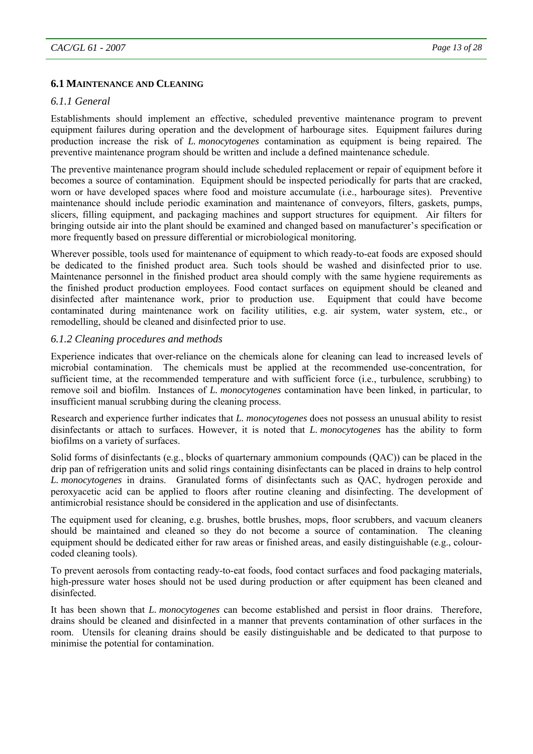## 6.1 Maintenance and Cleaning

### *6.1.1 General*

Establishments should implement an effective, scheduled preventive maintenance program to prevent equipment failures during operation and the development of harbourage sites. Equipment failures during production increase the risk of *L. monocytogenes* contamination as equipment is being repaired. The preventive maintenance program should be written and include a defined maintenance schedule.

The preventive maintenance program should include scheduled replacement or repair of equipment before it becomes a source of contamination. Equipment should be inspected periodically for parts that are cracked, worn or have developed spaces where food and moisture accumulate (i.e., harbourage sites). Preventive maintenance should include periodic examination and maintenance of conveyors, filters, gaskets, pumps, slicers, filling equipment, and packaging machines and support structures for equipment. Air filters for bringing outside air into the plant should be examined and changed based on manufacturer's specification or more frequently based on pressure differential or microbiological monitoring.

Wherever possible, tools used for maintenance of equipment to which ready-to-eat foods are exposed should be dedicated to the finished product area. Such tools should be washed and disinfected prior to use. Maintenance personnel in the finished product area should comply with the same hygiene requirements as the finished product production employees. Food contact surfaces on equipment should be cleaned and disinfected after maintenance work, prior to production use. Equipment that could have become contaminated during maintenance work on facility utilities, e.g. air system, water system, etc., or remodelling, should be cleaned and disinfected prior to use.

### *6.1.2 Cleaning procedures and methods*

Experience indicates that over-reliance on the chemicals alone for cleaning can lead to increased levels of microbial contamination. The chemicals must be applied at the recommended use-concentration, for sufficient time, at the recommended temperature and with sufficient force (i.e., turbulence, scrubbing) to remove soil and biofilm. Instances of *L. monocytogenes* contamination have been linked, in particular, to insufficient manual scrubbing during the cleaning process.

Research and experience further indicates that *L. monocytogenes* does not possess an unusual ability to resist disinfectants or attach to surfaces. However, it is noted that *L. monocytogenes* has the ability to form biofilms on a variety of surfaces.

Solid forms of disinfectants (e.g., blocks of quarternary ammonium compounds (QAC)) can be placed in the drip pan of refrigeration units and solid rings containing disinfectants can be placed in drains to help control *L. monocytogenes* in drains. Granulated forms of disinfectants such as QAC, hydrogen peroxide and peroxyacetic acid can be applied to floors after routine cleaning and disinfecting. The development of antimicrobial resistance should be considered in the application and use of disinfectants.

The equipment used for cleaning, e.g. brushes, bottle brushes, mops, floor scrubbers, and vacuum cleaners should be maintained and cleaned so they do not become a source of contamination. The cleaning equipment should be dedicated either for raw areas or finished areas, and easily distinguishable (e.g., colour-coded cleaning tools).

To prevent aerosols from contacting ready-to-eat foods, food contact surfaces and food packaging materials, high-pressure water hoses should not be used during production or after equipment has been cleaned and disinfected.

It has been shown that *L. monocytogenes* can become established and persist in floor drains. Therefore, drains should be cleaned and disinfected in a manner that prevents contamination of other surfaces in the room. Utensils for cleaning drains should be easily distinguishable and be dedicated to that purpose to minimise the potential for contamination.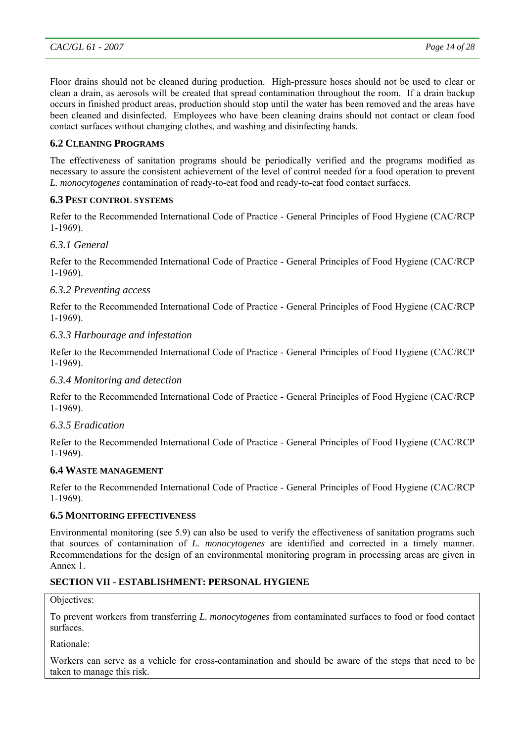Floor drains should not be cleaned during production. High-pressure hoses should not be used to clear or clean a drain, as aerosols will be created that spread contamination throughout the room. If a drain backup occurs in finished product areas, production should stop until the water has been removed and the areas have been cleaned and disinfected. Employees who have been cleaning drains should not contact or clean food contact surfaces without changing clothes, and washing and disinfecting hands.

### 6.2 CLEANING PROGRAMS

The effectiveness of sanitation programs should be periodically verified and the programs modified as necessary to assure the consistent achievement of the level of control needed for a food operation to prevent *L. monocytogenes* contamination of ready-to-eat food and ready-to-eat food contact surfaces.

### 6.3 PEST CONTROL SYSTEMS

Refer to the Recommended International Code of Practice - General Principles of Food Hygiene (CAC/RCP 1-1969).

#### *6.3.1 General*

Refer to the Recommended International Code of Practice - General Principles of Food Hygiene (CAC/RCP 1-1969).

#### *6.3.2 Preventing access*

Refer to the Recommended International Code of Practice - General Principles of Food Hygiene (CAC/RCP 1-1969).

#### *6.3.3 Harbourage and infestation*

Refer to the Recommended International Code of Practice - General Principles of Food Hygiene (CAC/RCP 1-1969).

#### *6.3.4 Monitoring and detection*

Refer to the Recommended International Code of Practice - General Principles of Food Hygiene (CAC/RCP 1-1969).

#### *6.3.5 Eradication*

Refer to the Recommended International Code of Practice - General Principles of Food Hygiene (CAC/RCP 1-1969).

### 6.4 WASTE MANAGEMENT

Refer to the Recommended International Code of Practice - General Principles of Food Hygiene (CAC/RCP 1-1969).

### 6.5 MONITORING EFFECTIVENESS

Environmental monitoring (see 5.9) can also be used to verify the effectiveness of sanitation programs such that sources of contamination of *L. monocytogenes* are identified and corrected in a timely manner. Recommendations for the design of an environmental monitoring program in processing areas are given in Annex 1.

## SECTION VII - ESTABLISHMENT: PERSONAL HYGIENE

Objectives:

To prevent workers from transferring *L. monocytogenes* from contaminated surfaces to food or food contact surfaces.

Rationale:

Workers can serve as a vehicle for cross-contamination and should be aware of the steps that need to be taken to manage this risk.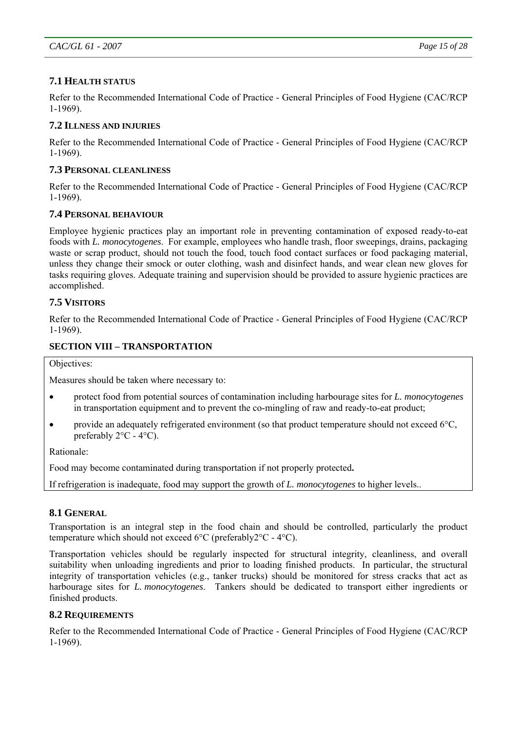### 7.1 Health status

Refer to the Recommended International Code of Practice - General Principles of Food Hygiene (CAC/RCP 1-1969).

### 7.2 Illness and injuries

Refer to the Recommended International Code of Practice - General Principles of Food Hygiene (CAC/RCP 1-1969).

### 7.3 Personal cleanliness

Refer to the Recommended International Code of Practice - General Principles of Food Hygiene (CAC/RCP 1-1969).

### 7.4 Personal behaviour

Employee hygienic practices play an important role in preventing contamination of exposed ready-to-eat foods with *L. monocytogenes*. For example, employees who handle trash, floor sweepings, drains, packaging waste or scrap product, should not touch the food, touch food contact surfaces or food packaging material, unless they change their smock or outer clothing, wash and disinfect hands, and wear clean new gloves for tasks requiring gloves. Adequate training and supervision should be provided to assure hygienic practices are accomplished.

### 7.5 Visitors

Refer to the Recommended International Code of Practice - General Principles of Food Hygiene (CAC/RCP 1-1969).

## SECTION VIII – TRANSPORTATION

Objectives:

Measures should be taken where necessary to:

- protect food from potential sources of contamination including harbourage sites for *L. monocytogenes* in transportation equipment and to prevent the co-mingling of raw and ready-to-eat product;
- provide an adequately refrigerated environment (so that product temperature should not exceed 6°C, preferably 2°C - 4°C).

Rationale:

Food may become contaminated during transportation if not properly protected**.**

If refrigeration is inadequate, food may support the growth of *L. monocytogenes* to higher levels..

### 8.1 General

Transportation is an integral step in the food chain and should be controlled, particularly the product temperature which should not exceed 6°C (preferably2°C - 4°C).

Transportation vehicles should be regularly inspected for structural integrity, cleanliness, and overall suitability when unloading ingredients and prior to loading finished products. In particular, the structural integrity of transportation vehicles (e.g., tanker trucks) should be monitored for stress cracks that act as harbourage sites for *L. monocytogenes*. Tankers should be dedicated to transport either ingredients or finished products.

### 8.2 Requirements

Refer to the Recommended International Code of Practice - General Principles of Food Hygiene (CAC/RCP 1-1969).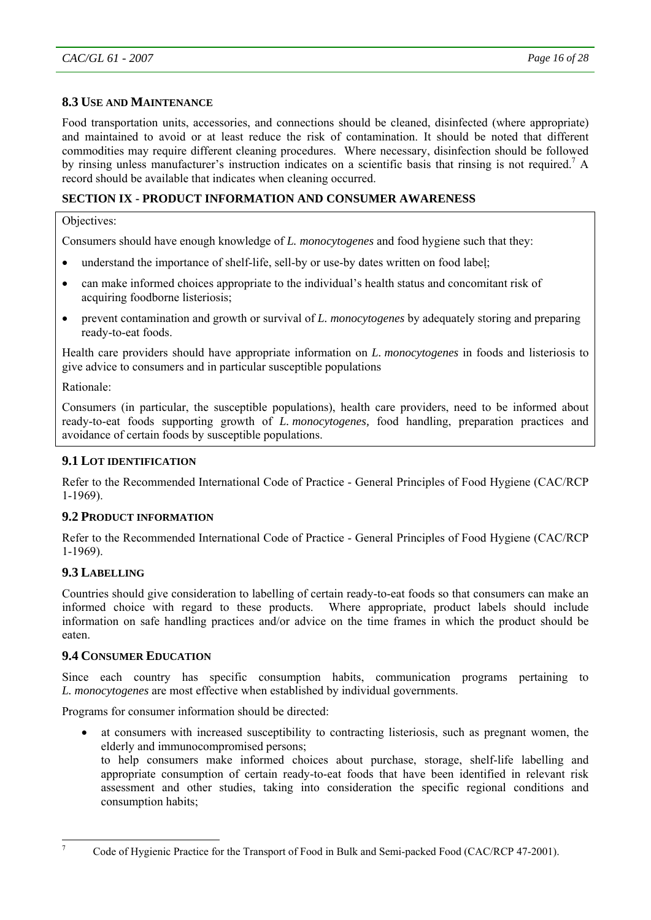### 8.3 USE AND MAINTENANCE

Food transportation units, accessories, and connections should be cleaned, disinfected (where appropriate) and maintained to avoid or at least reduce the risk of contamination. It should be noted that different commodities may require different cleaning procedures. Where necessary, disinfection should be followed by rinsing unless manufacturer's instruction indicates on a scientific basis that rinsing is not required.[7] A record should be available that indicates when cleaning occurred.

## SECTION IX - PRODUCT INFORMATION AND CONSUMER AWARENESS

Objectives:

Consumers should have enough knowledge of *L. monocytogenes* and food hygiene such that they:

- understand the importance of shelf-life, sell-by or use-by dates written on food label;
- can make informed choices appropriate to the individual's health status and concomitant risk of acquiring foodborne listeriosis;
- prevent contamination and growth or survival of *L. monocytogenes* by adequately storing and preparing ready-to-eat foods.

Health care providers should have appropriate information on *L. monocytogenes* in foods and listeriosis to give advice to consumers and in particular susceptible populations

Rationale:

Consumers (in particular, the susceptible populations), health care providers, need to be informed about ready-to-eat foods supporting growth of *L. monocytogenes,* food handling, preparation practices and avoidance of certain foods by susceptible populations.

### 9.1 LOT IDENTIFICATION

Refer to the Recommended International Code of Practice - General Principles of Food Hygiene (CAC/RCP 1-1969).

### 9.2 PRODUCT INFORMATION

Refer to the Recommended International Code of Practice - General Principles of Food Hygiene (CAC/RCP 1-1969).

### 9.3 LABELLING

Countries should give consideration to labelling of certain ready-to-eat foods so that consumers can make an informed choice with regard to these products. Where appropriate, product labels should include information on safe handling practices and/or advice on the time frames in which the product should be eaten.

### 9.4 CONSUMER EDUCATION

Since each country has specific consumption habits, communication programs pertaining to *L. monocytogenes* are most effective when established by individual governments.

Programs for consumer information should be directed:

- at consumers with increased susceptibility to contracting listeriosis, such as pregnant women, the elderly and immunocompromised persons;
  to help consumers make informed choices about purchase, storage, shelf-life labelling and appropriate consumption of certain ready-to-eat foods that have been identified in relevant risk assessment and other studies, taking into consideration the specific regional conditions and consumption habits;

---

[7] Code of Hygienic Practice for the Transport of Food in Bulk and Semi-packed Food (CAC/RCP 47-2001).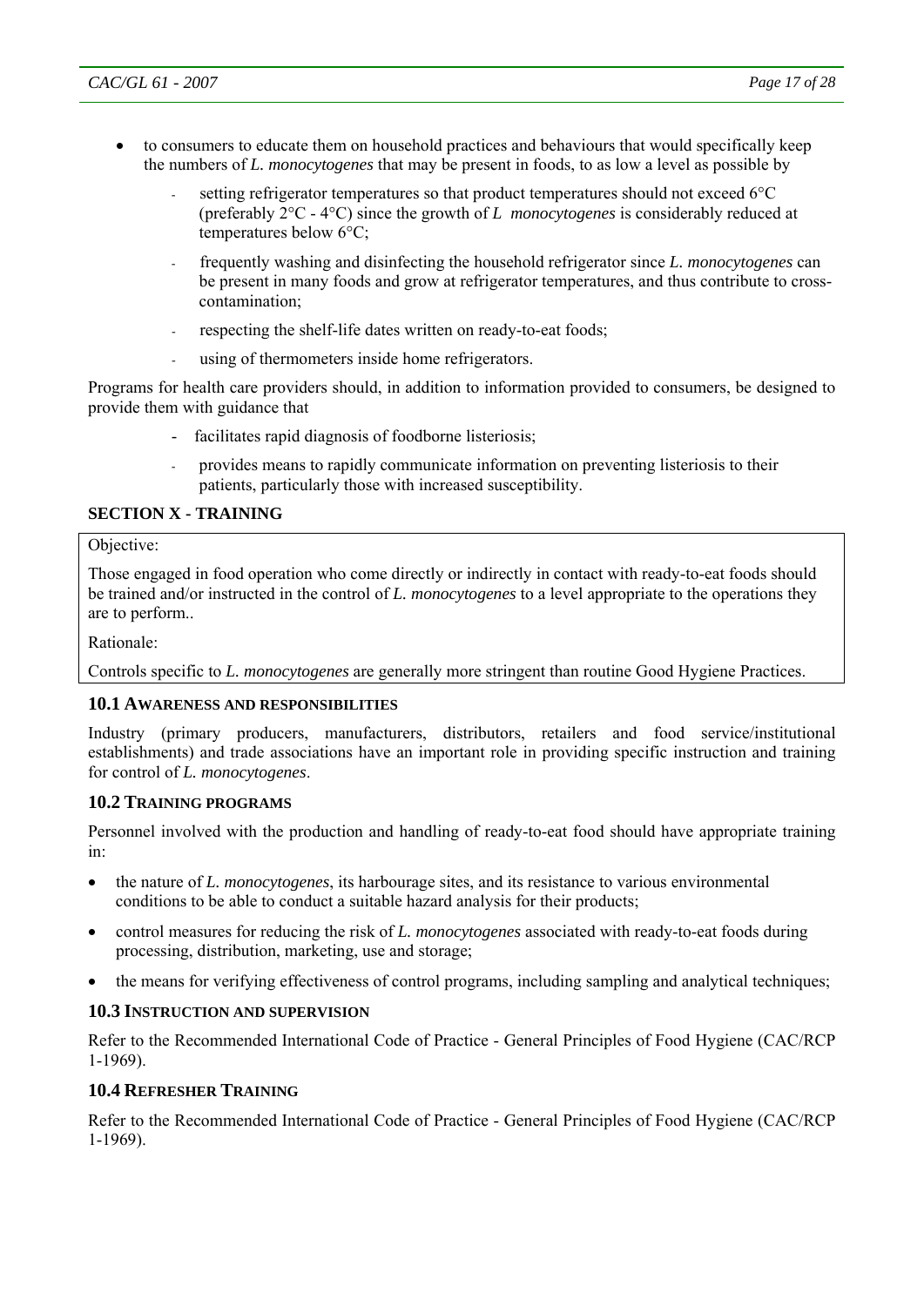- to consumers to educate them on household practices and behaviours that would specifically keep the numbers of *L. monocytogenes* that may be present in foods, to as low a level as possible by
  - setting refrigerator temperatures so that product temperatures should not exceed 6°C (preferably 2°C - 4°C) since the growth of *L monocytogenes* is considerably reduced at temperatures below 6°C;
  - frequently washing and disinfecting the household refrigerator since *L. monocytogenes* can be present in many foods and grow at refrigerator temperatures, and thus contribute to cross-contamination;
  - respecting the shelf-life dates written on ready-to-eat foods;
  - using of thermometers inside home refrigerators.

Programs for health care providers should, in addition to information provided to consumers, be designed to provide them with guidance that

- facilitates rapid diagnosis of foodborne listeriosis;
- provides means to rapidly communicate information on preventing listeriosis to their patients, particularly those with increased susceptibility.

## SECTION X - TRAINING

Objective:

Those engaged in food operation who come directly or indirectly in contact with ready-to-eat foods should be trained and/or instructed in the control of *L. monocytogenes* to a level appropriate to the operations they are to perform..

Rationale:

Controls specific to *L. monocytogenes* are generally more stringent than routine Good Hygiene Practices.

### 10.1 AWARENESS AND RESPONSIBILITIES

Industry (primary producers, manufacturers, distributors, retailers and food service/institutional establishments) and trade associations have an important role in providing specific instruction and training for control of *L. monocytogenes*.

### 10.2 TRAINING PROGRAMS

Personnel involved with the production and handling of ready-to-eat food should have appropriate training in:

- the nature of *L. monocytogenes*, its harbourage sites, and its resistance to various environmental conditions to be able to conduct a suitable hazard analysis for their products;
- control measures for reducing the risk of *L. monocytogenes* associated with ready-to-eat foods during processing, distribution, marketing, use and storage;
- the means for verifying effectiveness of control programs, including sampling and analytical techniques;

### 10.3 INSTRUCTION AND SUPERVISION

Refer to the Recommended International Code of Practice - General Principles of Food Hygiene (CAC/RCP 1-1969).

### 10.4 REFRESHER TRAINING

Refer to the Recommended International Code of Practice - General Principles of Food Hygiene (CAC/RCP 1-1969).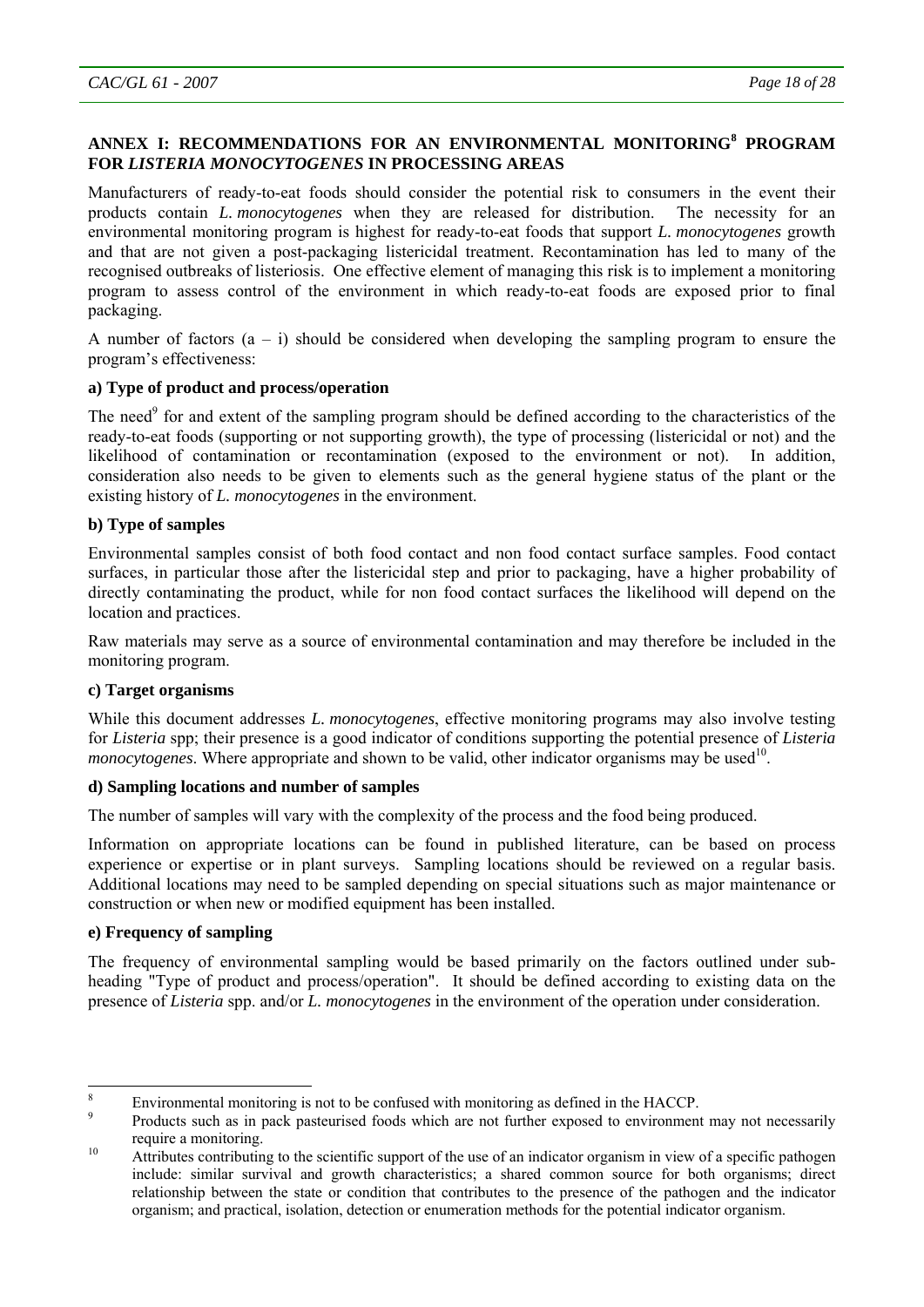## ANNEX I: RECOMMENDATIONS FOR AN ENVIRONMENTAL MONITORING[8] PROGRAM FOR *LISTERIA MONOCYTOGENES* IN PROCESSING AREAS

Manufacturers of ready-to-eat foods should consider the potential risk to consumers in the event their products contain *L. monocytogenes* when they are released for distribution. The necessity for an environmental monitoring program is highest for ready-to-eat foods that support *L. monocytogenes* growth and that are not given a post-packaging listericidal treatment. Recontamination has led to many of the recognised outbreaks of listeriosis. One effective element of managing this risk is to implement a monitoring program to assess control of the environment in which ready-to-eat foods are exposed prior to final packaging.

A number of factors (a – i) should be considered when developing the sampling program to ensure the program's effectiveness:

**a) Type of product and process/operation**

The need[9] for and extent of the sampling program should be defined according to the characteristics of the ready-to-eat foods (supporting or not supporting growth), the type of processing (listericidal or not) and the likelihood of contamination or recontamination (exposed to the environment or not). In addition, consideration also needs to be given to elements such as the general hygiene status of the plant or the existing history of *L. monocytogenes* in the environment.

**b) Type of samples**

Environmental samples consist of both food contact and non food contact surface samples. Food contact surfaces, in particular those after the listericidal step and prior to packaging, have a higher probability of directly contaminating the product, while for non food contact surfaces the likelihood will depend on the location and practices.

Raw materials may serve as a source of environmental contamination and may therefore be included in the monitoring program.

**c) Target organisms**

While this document addresses *L. monocytogenes*, effective monitoring programs may also involve testing for *Listeria* spp; their presence is a good indicator of conditions supporting the potential presence of *Listeria monocytogenes*. Where appropriate and shown to be valid, other indicator organisms may be used[10].

**d) Sampling locations and number of samples**

The number of samples will vary with the complexity of the process and the food being produced.

Information on appropriate locations can be found in published literature, can be based on process experience or expertise or in plant surveys. Sampling locations should be reviewed on a regular basis. Additional locations may need to be sampled depending on special situations such as major maintenance or construction or when new or modified equipment has been installed.

**e) Frequency of sampling**

The frequency of environmental sampling would be based primarily on the factors outlined under sub-heading "Type of product and process/operation". It should be defined according to existing data on the presence of *Listeria* spp. and/or *L. monocytogenes* in the environment of the operation under consideration.

---

[8] Environmental monitoring is not to be confused with monitoring as defined in the HACCP.

[9] Products such as in pack pasteurised foods which are not further exposed to environment may not necessarily require a monitoring.

[10] Attributes contributing to the scientific support of the use of an indicator organism in view of a specific pathogen include: similar survival and growth characteristics; a shared common source for both organisms; direct relationship between the state or condition that contributes to the presence of the pathogen and the indicator organism; and practical, isolation, detection or enumeration methods for the potential indicator organism.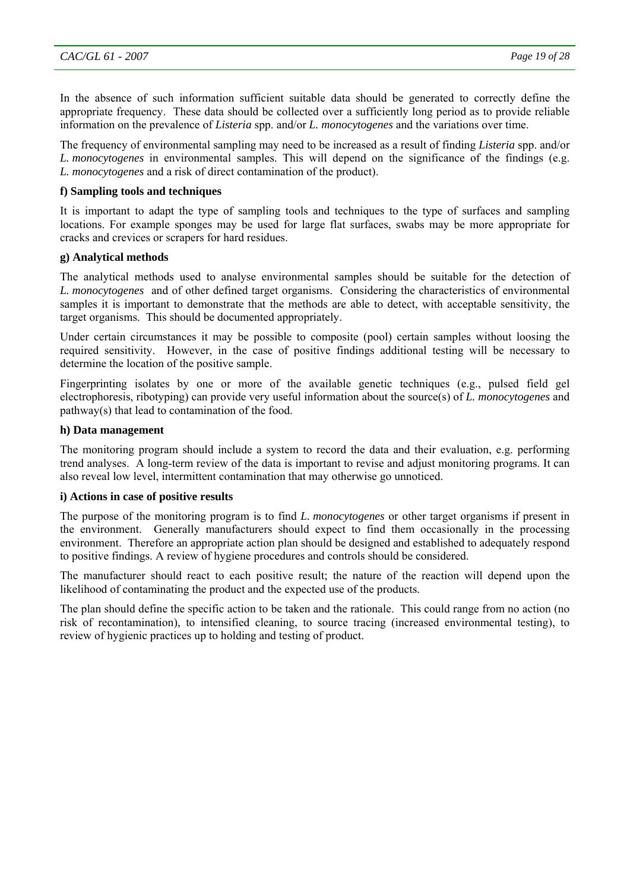In the absence of such information sufficient suitable data should be generated to correctly define the appropriate frequency. These data should be collected over a sufficiently long period as to provide reliable information on the prevalence of *Listeria* spp. and/or *L. monocytogenes* and the variations over time.

The frequency of environmental sampling may need to be increased as a result of finding *Listeria* spp. and/or *L. monocytogenes* in environmental samples. This will depend on the significance of the findings (e.g. *L. monocytogenes* and a risk of direct contamination of the product).

**f) Sampling tools and techniques**

It is important to adapt the type of sampling tools and techniques to the type of surfaces and sampling locations. For example sponges may be used for large flat surfaces, swabs may be more appropriate for cracks and crevices or scrapers for hard residues.

**g) Analytical methods**

The analytical methods used to analyse environmental samples should be suitable for the detection of *L. monocytogenes* and of other defined target organisms. Considering the characteristics of environmental samples it is important to demonstrate that the methods are able to detect, with acceptable sensitivity, the target organisms. This should be documented appropriately.

Under certain circumstances it may be possible to composite (pool) certain samples without loosing the required sensitivity. However, in the case of positive findings additional testing will be necessary to determine the location of the positive sample.

Fingerprinting isolates by one or more of the available genetic techniques (e.g., pulsed field gel electrophoresis, ribotyping) can provide very useful information about the source(s) of *L. monocytogenes* and pathway(s) that lead to contamination of the food.

**h) Data management**

The monitoring program should include a system to record the data and their evaluation, e.g. performing trend analyses. A long-term review of the data is important to revise and adjust monitoring programs. It can also reveal low level, intermittent contamination that may otherwise go unnoticed.

**i) Actions in case of positive results**

The purpose of the monitoring program is to find *L. monocytogenes* or other target organisms if present in the environment. Generally manufacturers should expect to find them occasionally in the processing environment. Therefore an appropriate action plan should be designed and established to adequately respond to positive findings. A review of hygiene procedures and controls should be considered.

The manufacturer should react to each positive result; the nature of the reaction will depend upon the likelihood of contaminating the product and the expected use of the products.

The plan should define the specific action to be taken and the rationale. This could range from no action (no risk of recontamination), to intensified cleaning, to source tracing (increased environmental testing), to review of hygienic practices up to holding and testing of product.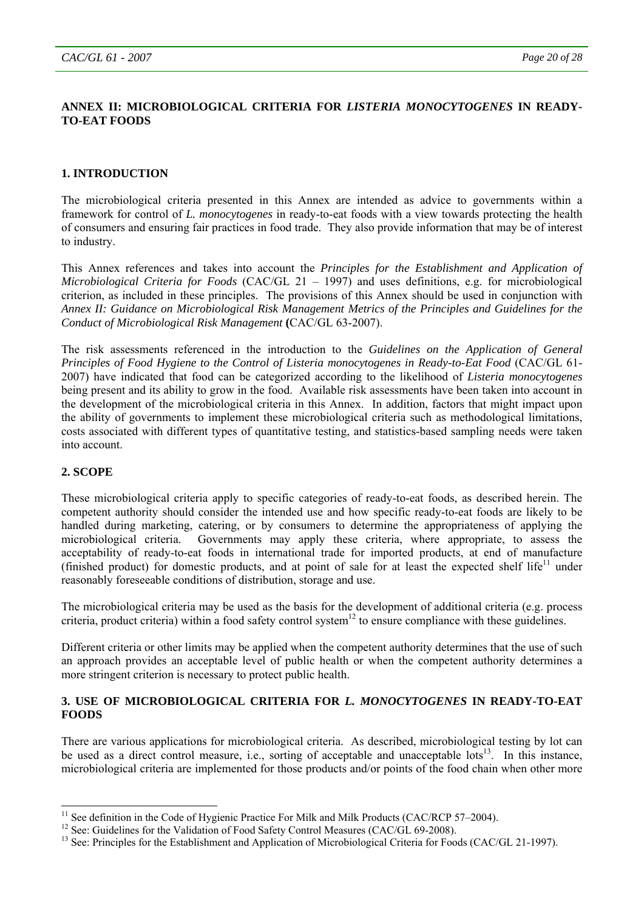## ANNEX II: MICROBIOLOGICAL CRITERIA FOR *LISTERIA MONOCYTOGENES* IN READY-TO-EAT FOODS

### 1. INTRODUCTION

The microbiological criteria presented in this Annex are intended as advice to governments within a framework for control of *L. monocytogenes* in ready-to-eat foods with a view towards protecting the health of consumers and ensuring fair practices in food trade. They also provide information that may be of interest to industry.

This Annex references and takes into account the *Principles for the Establishment and Application of Microbiological Criteria for Foods* (CAC/GL 21 – 1997) and uses definitions, e.g. for microbiological criterion, as included in these principles. The provisions of this Annex should be used in conjunction with *Annex II: Guidance on Microbiological Risk Management Metrics of the Principles and Guidelines for the Conduct of Microbiological Risk Management* **(**CAC/GL 63-2007).

The risk assessments referenced in the introduction to the *Guidelines on the Application of General Principles of Food Hygiene to the Control of Listeria monocytogenes in Ready-to-Eat Food* (CAC/GL 61-2007) have indicated that food can be categorized according to the likelihood of *Listeria monocytogenes* being present and its ability to grow in the food. Available risk assessments have been taken into account in the development of the microbiological criteria in this Annex. In addition, factors that might impact upon the ability of governments to implement these microbiological criteria such as methodological limitations, costs associated with different types of quantitative testing, and statistics-based sampling needs were taken into account.

### 2. SCOPE

These microbiological criteria apply to specific categories of ready-to-eat foods, as described herein. The competent authority should consider the intended use and how specific ready-to-eat foods are likely to be handled during marketing, catering, or by consumers to determine the appropriateness of applying the microbiological criteria. Governments may apply these criteria, where appropriate, to assess the acceptability of ready-to-eat foods in international trade for imported products, at end of manufacture (finished product) for domestic products, and at point of sale for at least the expected shelf life[11] under reasonably foreseeable conditions of distribution, storage and use.

The microbiological criteria may be used as the basis for the development of additional criteria (e.g. process criteria, product criteria) within a food safety control system[12] to ensure compliance with these guidelines.

Different criteria or other limits may be applied when the competent authority determines that the use of such an approach provides an acceptable level of public health or when the competent authority determines a more stringent criterion is necessary to protect public health.

### 3. USE OF MICROBIOLOGICAL CRITERIA FOR *L. MONOCYTOGENES* IN READY-TO-EAT FOODS

There are various applications for microbiological criteria. As described, microbiological testing by lot can be used as a direct control measure, i.e., sorting of acceptable and unacceptable lots[13]. In this instance, microbiological criteria are implemented for those products and/or points of the food chain when other more

---

[11] See definition in the Code of Hygienic Practice For Milk and Milk Products (CAC/RCP 57–2004).

[12] See: Guidelines for the Validation of Food Safety Control Measures (CAC/GL 69-2008).

[13] See: Principles for the Establishment and Application of Microbiological Criteria for Foods (CAC/GL 21-1997).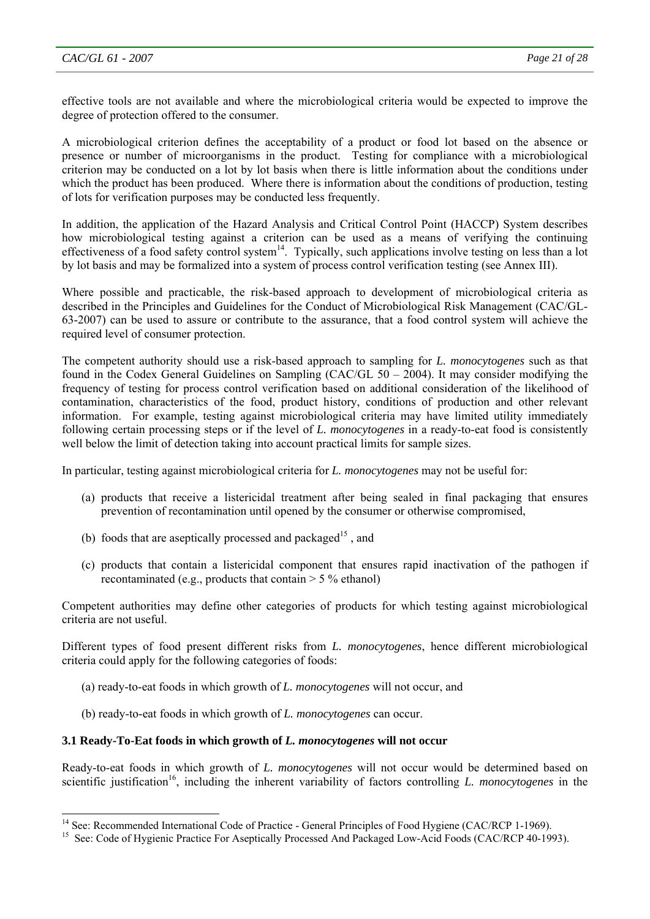effective tools are not available and where the microbiological criteria would be expected to improve the degree of protection offered to the consumer.

A microbiological criterion defines the acceptability of a product or food lot based on the absence or presence or number of microorganisms in the product. Testing for compliance with a microbiological criterion may be conducted on a lot by lot basis when there is little information about the conditions under which the product has been produced. Where there is information about the conditions of production, testing of lots for verification purposes may be conducted less frequently.

In addition, the application of the Hazard Analysis and Critical Control Point (HACCP) System describes how microbiological testing against a criterion can be used as a means of verifying the continuing effectiveness of a food safety control system[14]. Typically, such applications involve testing on less than a lot by lot basis and may be formalized into a system of process control verification testing (see Annex III).

Where possible and practicable, the risk-based approach to development of microbiological criteria as described in the Principles and Guidelines for the Conduct of Microbiological Risk Management (CAC/GL-63-2007) can be used to assure or contribute to the assurance, that a food control system will achieve the required level of consumer protection.

The competent authority should use a risk-based approach to sampling for *L. monocytogenes* such as that found in the Codex General Guidelines on Sampling (CAC/GL 50 – 2004). It may consider modifying the frequency of testing for process control verification based on additional consideration of the likelihood of contamination, characteristics of the food, product history, conditions of production and other relevant information. For example, testing against microbiological criteria may have limited utility immediately following certain processing steps or if the level of *L. monocytogenes* in a ready-to-eat food is consistently well below the limit of detection taking into account practical limits for sample sizes.

In particular, testing against microbiological criteria for *L. monocytogenes* may not be useful for:

(a) products that receive a listericidal treatment after being sealed in final packaging that ensures prevention of recontamination until opened by the consumer or otherwise compromised,

(b) foods that are aseptically processed and packaged[15] , and

(c) products that contain a listericidal component that ensures rapid inactivation of the pathogen if recontaminated (e.g., products that contain > 5 % ethanol)

Competent authorities may define other categories of products for which testing against microbiological criteria are not useful.

Different types of food present different risks from *L. monocytogenes*, hence different microbiological criteria could apply for the following categories of foods:

(a) ready-to-eat foods in which growth of *L. monocytogenes* will not occur, and

(b) ready-to-eat foods in which growth of *L. monocytogenes* can occur.

### 3.1 Ready-To-Eat foods in which growth of *L. monocytogenes* will not occur

Ready-to-eat foods in which growth of *L. monocytogenes* will not occur would be determined based on scientific justification[16], including the inherent variability of factors controlling *L. monocytogenes* in the

---

[14] See: Recommended International Code of Practice - General Principles of Food Hygiene (CAC/RCP 1-1969).

[15] See: Code of Hygienic Practice For Aseptically Processed And Packaged Low-Acid Foods (CAC/RCP 40-1993).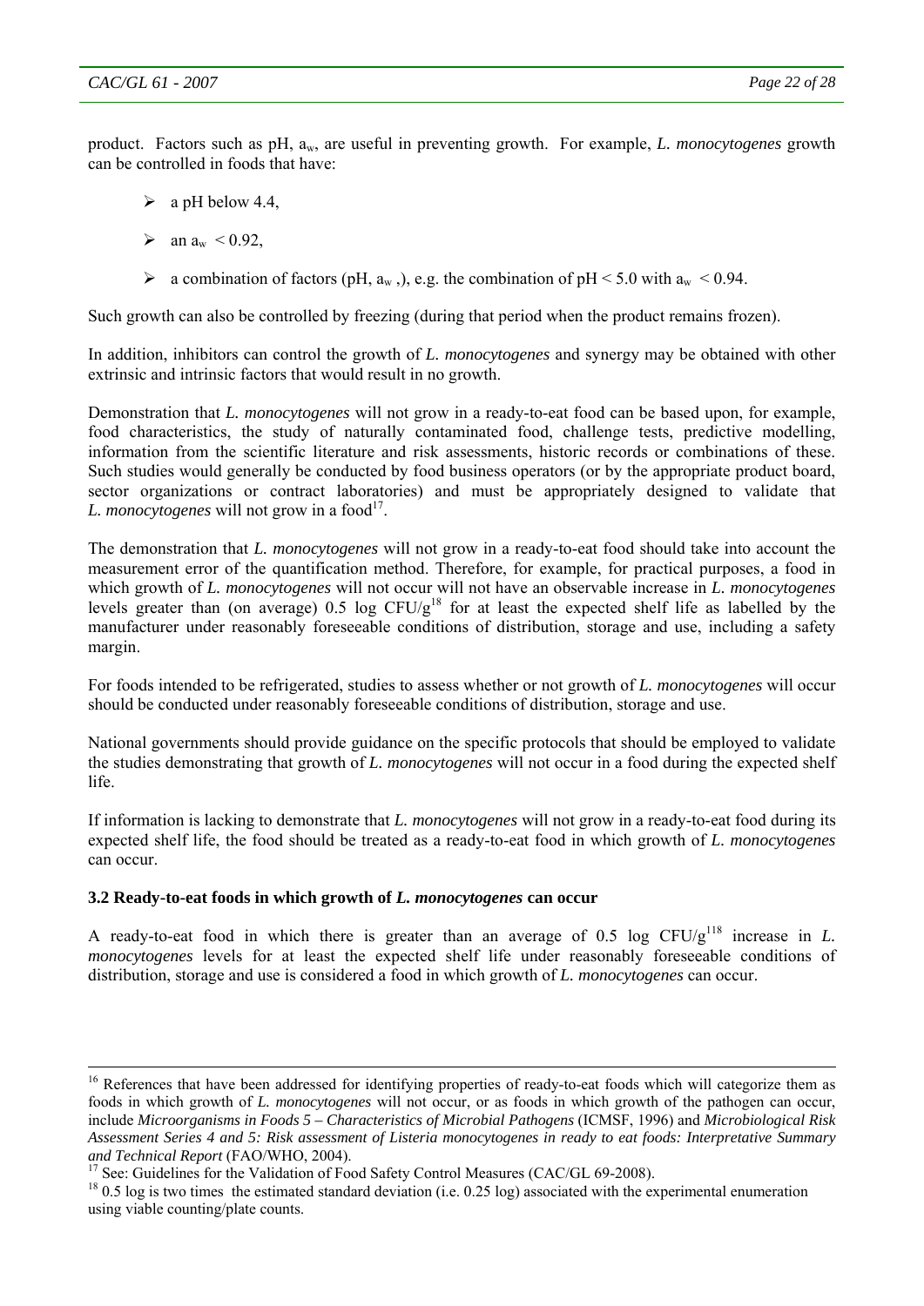product. Factors such as pH, $a_w$, are useful in preventing growth. For example, *L. monocytogenes* growth can be controlled in foods that have:

- a pH below 4.4,
- an $a_w < 0.92$,
- a combination of factors (pH, $a_w$,), e.g. the combination of pH < 5.0 with $a_w < 0.94$.

Such growth can also be controlled by freezing (during that period when the product remains frozen).

In addition, inhibitors can control the growth of *L. monocytogenes* and synergy may be obtained with other extrinsic and intrinsic factors that would result in no growth.

Demonstration that *L. monocytogenes* will not grow in a ready-to-eat food can be based upon, for example, food characteristics, the study of naturally contaminated food, challenge tests, predictive modelling, information from the scientific literature and risk assessments, historic records or combinations of these. Such studies would generally be conducted by food business operators (or by the appropriate product board, sector organizations or contract laboratories) and must be appropriately designed to validate that *L. monocytogenes* will not grow in a food[17].

The demonstration that *L. monocytogenes* will not grow in a ready-to-eat food should take into account the measurement error of the quantification method. Therefore, for example, for practical purposes, a food in which growth of *L. monocytogenes* will not occur will not have an observable increase in *L. monocytogenes* levels greater than (on average) 0.5 log CFU/g[18] for at least the expected shelf life as labelled by the manufacturer under reasonably foreseeable conditions of distribution, storage and use, including a safety margin.

For foods intended to be refrigerated, studies to assess whether or not growth of *L. monocytogenes* will occur should be conducted under reasonably foreseeable conditions of distribution, storage and use.

National governments should provide guidance on the specific protocols that should be employed to validate the studies demonstrating that growth of *L. monocytogenes* will not occur in a food during the expected shelf life.

If information is lacking to demonstrate that *L. monocytogenes* will not grow in a ready-to-eat food during its expected shelf life, the food should be treated as a ready-to-eat food in which growth of *L. monocytogenes* can occur.

### 3.2 Ready-to-eat foods in which growth of *L. monocytogenes* can occur

A ready-to-eat food in which there is greater than an average of 0.5 log CFU/g[118] increase in *L. monocytogenes* levels for at least the expected shelf life under reasonably foreseeable conditions of distribution, storage and use is considered a food in which growth of *L. monocytogenes* can occur.

---

[16] References that have been addressed for identifying properties of ready-to-eat foods which will categorize them as foods in which growth of *L. monocytogenes* will not occur, or as foods in which growth of the pathogen can occur, include *Microorganisms in Foods 5 – Characteristics of Microbial Pathogens* (ICMSF, 1996) and *Microbiological Risk Assessment Series 4 and 5: Risk assessment of Listeria monocytogenes in ready to eat foods: Interpretative Summary and Technical Report* (FAO/WHO, 2004).

[17] See: Guidelines for the Validation of Food Safety Control Measures (CAC/GL 69-2008).

[18] 0.5 log is two times the estimated standard deviation (i.e. 0.25 log) associated with the experimental enumeration using viable counting/plate counts.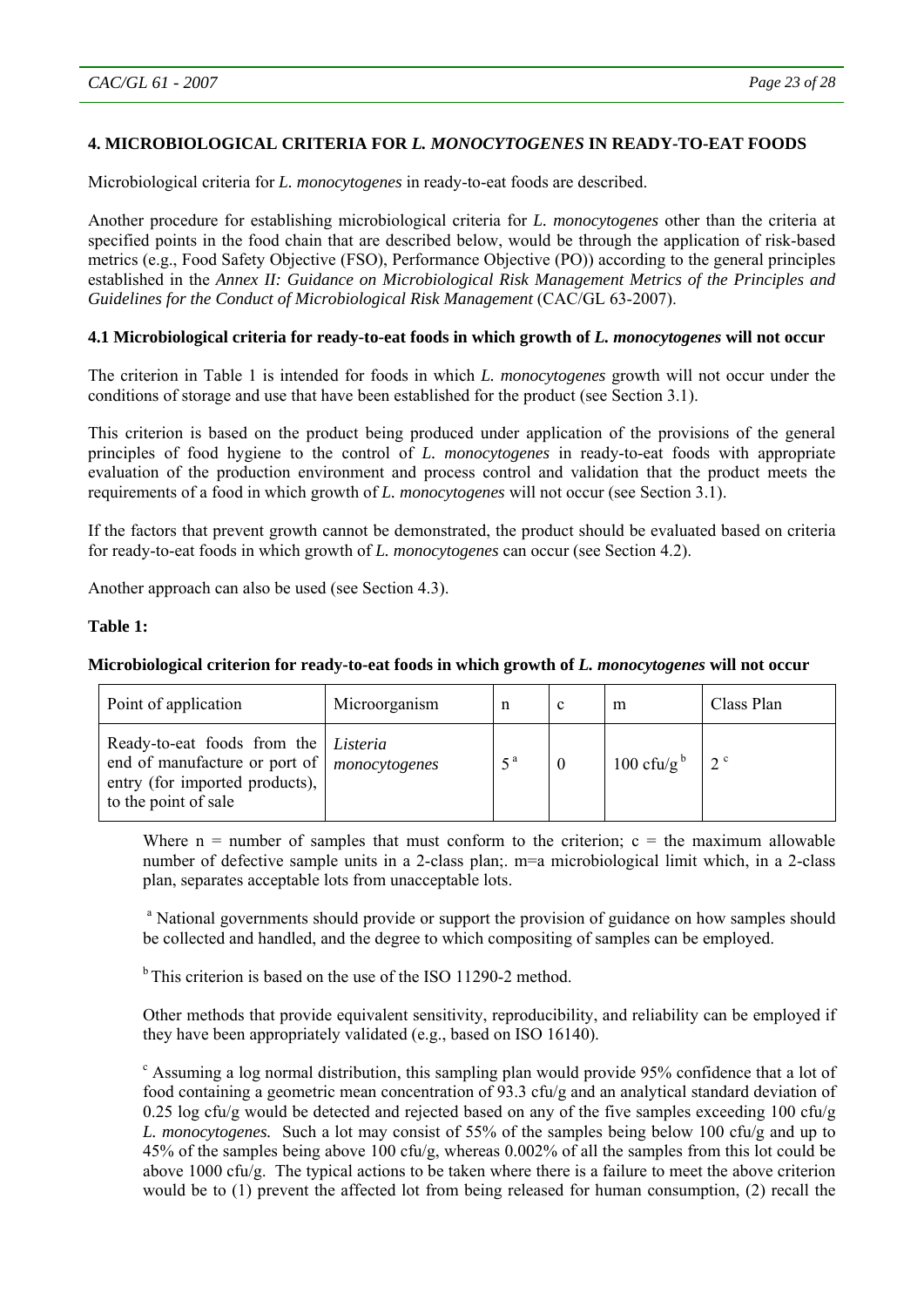## 4. MICROBIOLOGICAL CRITERIA FOR *L. MONOCYTOGENES* IN READY-TO-EAT FOODS

Microbiological criteria for *L. monocytogenes* in ready-to-eat foods are described.

Another procedure for establishing microbiological criteria for *L. monocytogenes* other than the criteria at specified points in the food chain that are described below, would be through the application of risk-based metrics (e.g., Food Safety Objective (FSO), Performance Objective (PO)) according to the general principles established in the *Annex II: Guidance on Microbiological Risk Management Metrics of the Principles and Guidelines for the Conduct of Microbiological Risk Management* (CAC/GL 63-2007).

### 4.1 Microbiological criteria for ready-to-eat foods in which growth of *L. monocytogenes* will not occur

The criterion in Table 1 is intended for foods in which *L. monocytogenes* growth will not occur under the conditions of storage and use that have been established for the product (see Section 3.1).

This criterion is based on the product being produced under application of the provisions of the general principles of food hygiene to the control of *L. monocytogenes* in ready-to-eat foods with appropriate evaluation of the production environment and process control and validation that the product meets the requirements of a food in which growth of *L. monocytogenes* will not occur (see Section 3.1).

If the factors that prevent growth cannot be demonstrated, the product should be evaluated based on criteria for ready-to-eat foods in which growth of *L. monocytogenes* can occur (see Section 4.2).

Another approach can also be used (see Section 4.3).

**Table 1:**

**Microbiological criterion for ready-to-eat foods in which growth of *L. monocytogenes* will not occur**

| Point of application | Microorganism | n | c | m | Class Plan |
|---|---|---|---|---|---|
| Ready-to-eat foods from the end of manufacture or port of entry (for imported products), to the point of sale | *Listeria monocytogenes* | 5 [a] | 0 | 100 cfu/g [b] | 2 [c] |

Where n = number of samples that must conform to the criterion; c = the maximum allowable number of defective sample units in a 2-class plan;. m=a microbiological limit which, in a 2-class plan, separates acceptable lots from unacceptable lots.

[a] National governments should provide or support the provision of guidance on how samples should be collected and handled, and the degree to which compositing of samples can be employed.

[b] This criterion is based on the use of the ISO 11290-2 method.

Other methods that provide equivalent sensitivity, reproducibility, and reliability can be employed if they have been appropriately validated (e.g., based on ISO 16140).

[c] Assuming a log normal distribution, this sampling plan would provide 95% confidence that a lot of food containing a geometric mean concentration of 93.3 cfu/g and an analytical standard deviation of 0.25 log cfu/g would be detected and rejected based on any of the five samples exceeding 100 cfu/g *L. monocytogenes.* Such a lot may consist of 55% of the samples being below 100 cfu/g and up to 45% of the samples being above 100 cfu/g, whereas 0.002% of all the samples from this lot could be above 1000 cfu/g. The typical actions to be taken where there is a failure to meet the above criterion would be to (1) prevent the affected lot from being released for human consumption, (2) recall the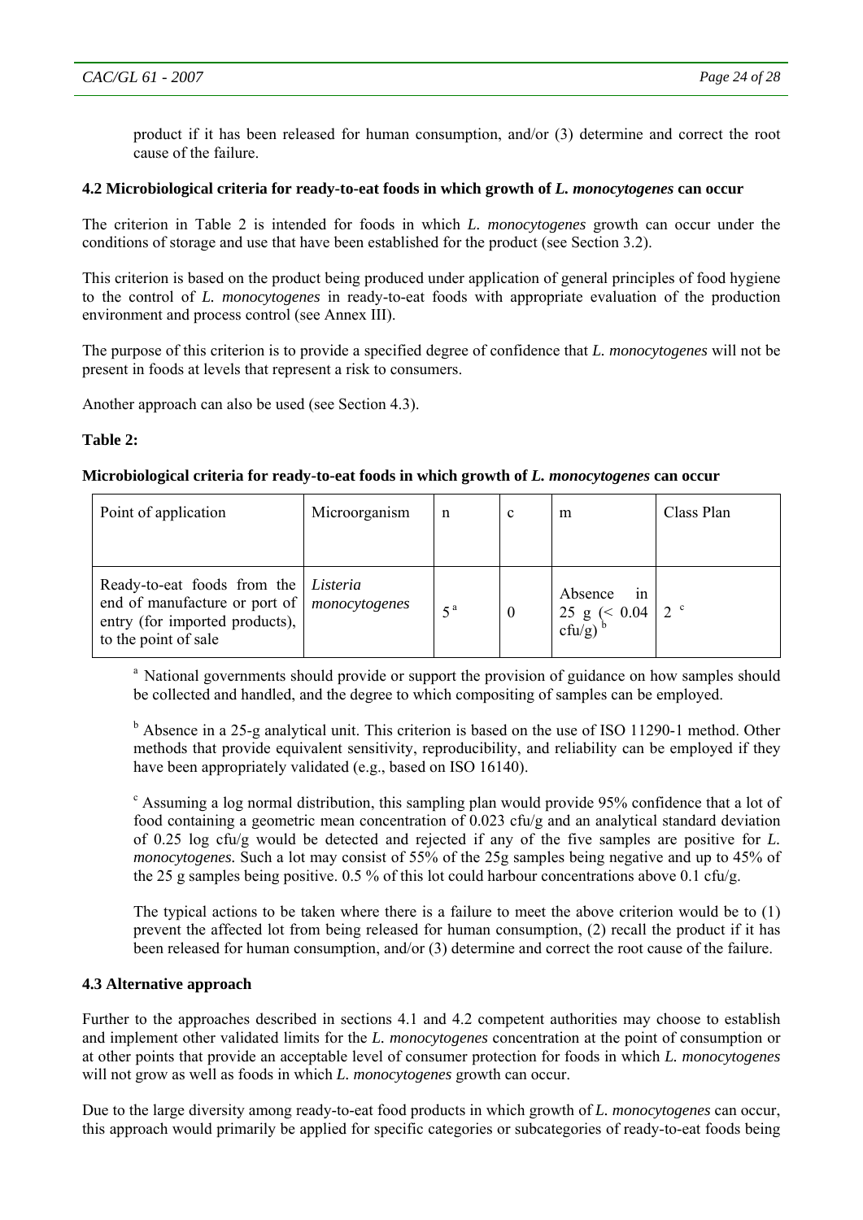product if it has been released for human consumption, and/or (3) determine and correct the root cause of the failure.

### 4.2 Microbiological criteria for ready-to-eat foods in which growth of *L. monocytogenes* can occur

The criterion in Table 2 is intended for foods in which *L. monocytogenes* growth can occur under the conditions of storage and use that have been established for the product (see Section 3.2).

This criterion is based on the product being produced under application of general principles of food hygiene to the control of *L. monocytogenes* in ready-to-eat foods with appropriate evaluation of the production environment and process control (see Annex III).

The purpose of this criterion is to provide a specified degree of confidence that *L. monocytogenes* will not be present in foods at levels that represent a risk to consumers.

Another approach can also be used (see Section 4.3).

**Table 2:**

**Microbiological criteria for ready-to-eat foods in which growth of *L. monocytogenes* can occur**

| Point of application | Microorganism | n | c | m | Class Plan |
|---|---|---|---|---|---|
| Ready-to-eat foods from the end of manufacture or port of entry (for imported products), to the point of sale | *Listeria monocytogenes* | 5 [a] | 0 | Absence in 25 g (< 0.04 cfu/g) [b] | 2 [c] |

[a] National governments should provide or support the provision of guidance on how samples should be collected and handled, and the degree to which compositing of samples can be employed.

[b] Absence in a 25-g analytical unit. This criterion is based on the use of ISO 11290-1 method. Other methods that provide equivalent sensitivity, reproducibility, and reliability can be employed if they have been appropriately validated (e.g., based on ISO 16140).

[c] Assuming a log normal distribution, this sampling plan would provide 95% confidence that a lot of food containing a geometric mean concentration of 0.023 cfu/g and an analytical standard deviation of 0.25 log cfu/g would be detected and rejected if any of the five samples are positive for *L. monocytogenes.* Such a lot may consist of 55% of the 25g samples being negative and up to 45% of the 25 g samples being positive. 0.5 % of this lot could harbour concentrations above 0.1 cfu/g.

The typical actions to be taken where there is a failure to meet the above criterion would be to (1) prevent the affected lot from being released for human consumption, (2) recall the product if it has been released for human consumption, and/or (3) determine and correct the root cause of the failure.

### 4.3 Alternative approach

Further to the approaches described in sections 4.1 and 4.2 competent authorities may choose to establish and implement other validated limits for the *L. monocytogenes* concentration at the point of consumption or at other points that provide an acceptable level of consumer protection for foods in which *L. monocytogenes* will not grow as well as foods in which *L. monocytogenes* growth can occur.

Due to the large diversity among ready-to-eat food products in which growth of *L. monocytogenes* can occur, this approach would primarily be applied for specific categories or subcategories of ready-to-eat foods being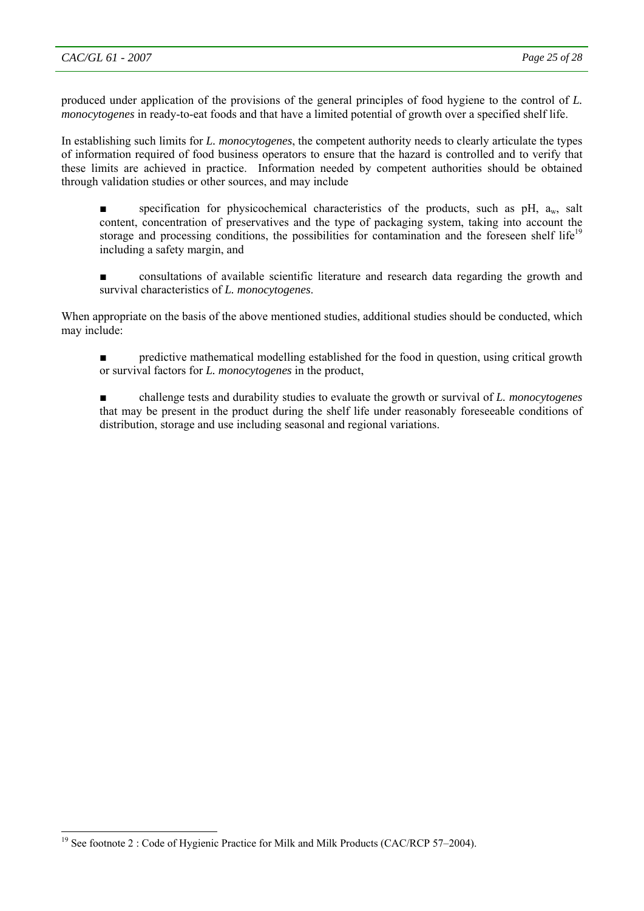produced under application of the provisions of the general principles of food hygiene to the control of *L. monocytogenes* in ready-to-eat foods and that have a limited potential of growth over a specified shelf life.

In establishing such limits for *L. monocytogenes*, the competent authority needs to clearly articulate the types of information required of food business operators to ensure that the hazard is controlled and to verify that these limits are achieved in practice. Information needed by competent authorities should be obtained through validation studies or other sources, and may include

- specification for physicochemical characteristics of the products, such as pH, $a_w$, salt content, concentration of preservatives and the type of packaging system, taking into account the storage and processing conditions, the possibilities for contamination and the foreseen shelf life[19] including a safety margin, and

- consultations of available scientific literature and research data regarding the growth and survival characteristics of *L. monocytogenes*.

When appropriate on the basis of the above mentioned studies, additional studies should be conducted, which may include:

- predictive mathematical modelling established for the food in question, using critical growth or survival factors for *L. monocytogenes* in the product,

- challenge tests and durability studies to evaluate the growth or survival of *L. monocytogenes* that may be present in the product during the shelf life under reasonably foreseeable conditions of distribution, storage and use including seasonal and regional variations.

[19] See footnote 2 : Code of Hygienic Practice for Milk and Milk Products (CAC/RCP 57–2004).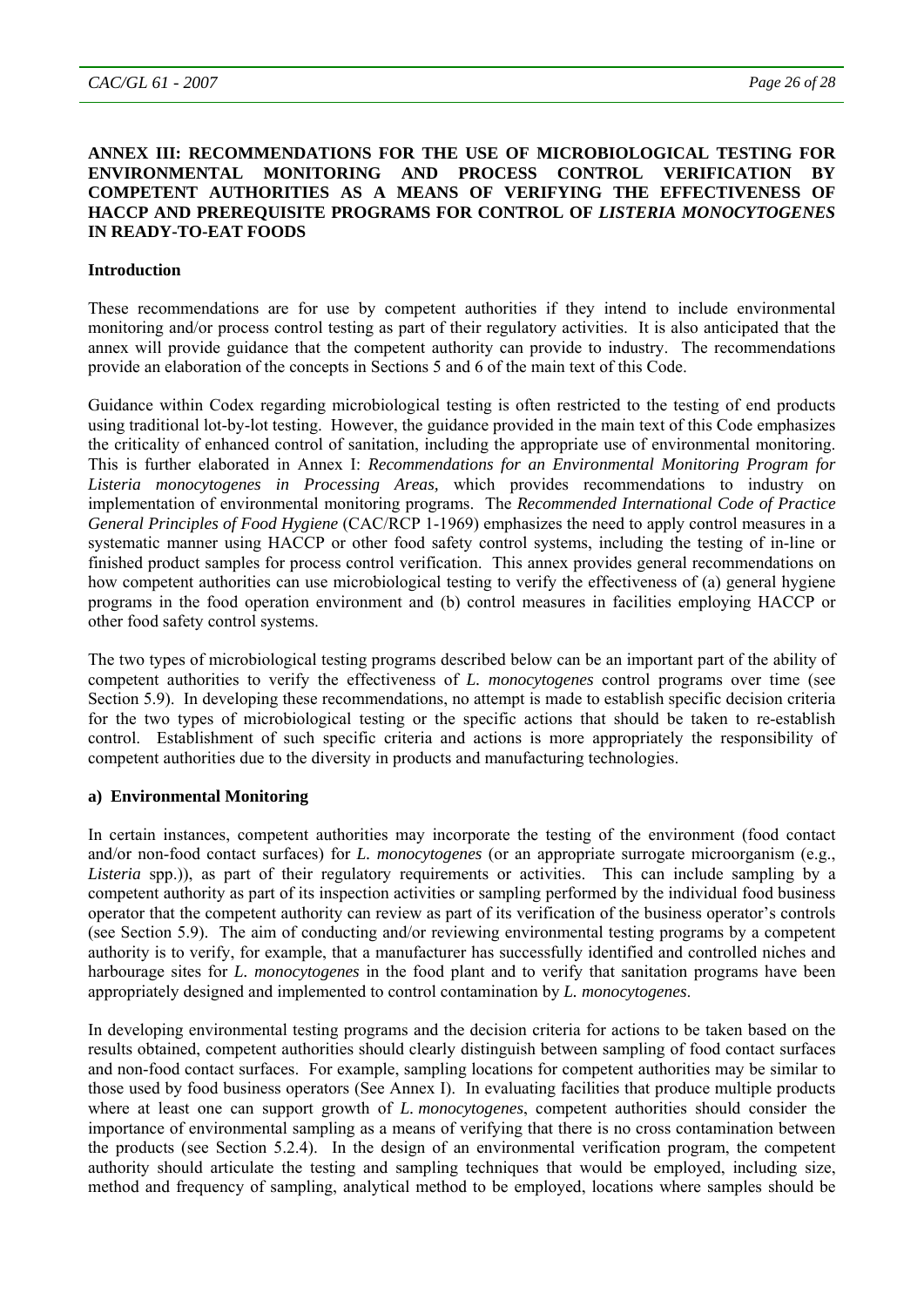**ANNEX III: RECOMMENDATIONS FOR THE USE OF MICROBIOLOGICAL TESTING FOR ENVIRONMENTAL MONITORING AND PROCESS CONTROL VERIFICATION BY COMPETENT AUTHORITIES AS A MEANS OF VERIFYING THE EFFECTIVENESS OF HACCP AND PREREQUISITE PROGRAMS FOR CONTROL OF *LISTERIA MONOCYTOGENES* IN READY-TO-EAT FOODS**

**Introduction**

These recommendations are for use by competent authorities if they intend to include environmental monitoring and/or process control testing as part of their regulatory activities. It is also anticipated that the annex will provide guidance that the competent authority can provide to industry. The recommendations provide an elaboration of the concepts in Sections 5 and 6 of the main text of this Code.

Guidance within Codex regarding microbiological testing is often restricted to the testing of end products using traditional lot-by-lot testing. However, the guidance provided in the main text of this Code emphasizes the criticality of enhanced control of sanitation, including the appropriate use of environmental monitoring. This is further elaborated in Annex I: *Recommendations for an Environmental Monitoring Program for Listeria monocytogenes in Processing Areas,* which provides recommendations to industry on implementation of environmental monitoring programs. The *Recommended International Code of Practice General Principles of Food Hygiene* (CAC/RCP 1-1969) emphasizes the need to apply control measures in a systematic manner using HACCP or other food safety control systems, including the testing of in-line or finished product samples for process control verification. This annex provides general recommendations on how competent authorities can use microbiological testing to verify the effectiveness of (a) general hygiene programs in the food operation environment and (b) control measures in facilities employing HACCP or other food safety control systems.

The two types of microbiological testing programs described below can be an important part of the ability of competent authorities to verify the effectiveness of *L. monocytogenes* control programs over time (see Section 5.9). In developing these recommendations, no attempt is made to establish specific decision criteria for the two types of microbiological testing or the specific actions that should be taken to re-establish control. Establishment of such specific criteria and actions is more appropriately the responsibility of competent authorities due to the diversity in products and manufacturing technologies.

**a) Environmental Monitoring**

In certain instances, competent authorities may incorporate the testing of the environment (food contact and/or non-food contact surfaces) for *L. monocytogenes* (or an appropriate surrogate microorganism (e.g., *Listeria* spp.)), as part of their regulatory requirements or activities. This can include sampling by a competent authority as part of its inspection activities or sampling performed by the individual food business operator that the competent authority can review as part of its verification of the business operator's controls (see Section 5.9). The aim of conducting and/or reviewing environmental testing programs by a competent authority is to verify, for example, that a manufacturer has successfully identified and controlled niches and harbourage sites for *L. monocytogenes* in the food plant and to verify that sanitation programs have been appropriately designed and implemented to control contamination by *L. monocytogenes*.

In developing environmental testing programs and the decision criteria for actions to be taken based on the results obtained, competent authorities should clearly distinguish between sampling of food contact surfaces and non-food contact surfaces. For example, sampling locations for competent authorities may be similar to those used by food business operators (See Annex I). In evaluating facilities that produce multiple products where at least one can support growth of *L. monocytogenes*, competent authorities should consider the importance of environmental sampling as a means of verifying that there is no cross contamination between the products (see Section 5.2.4). In the design of an environmental verification program, the competent authority should articulate the testing and sampling techniques that would be employed, including size, method and frequency of sampling, analytical method to be employed, locations where samples should be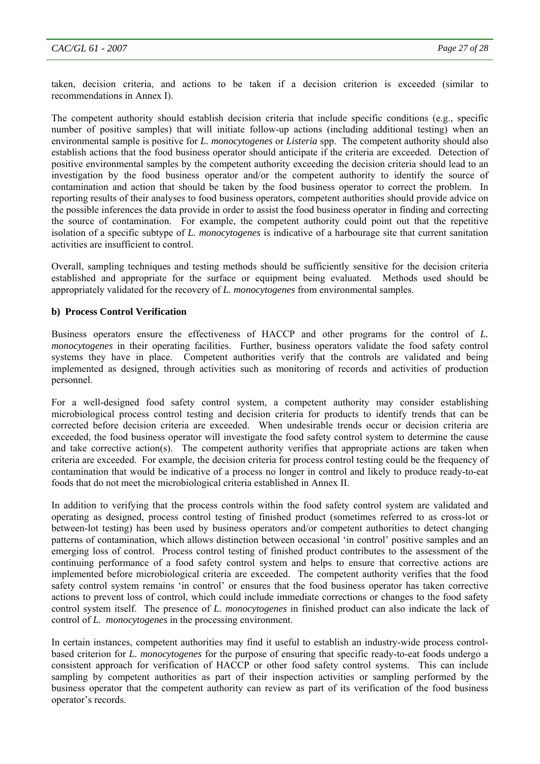taken, decision criteria, and actions to be taken if a decision criterion is exceeded (similar to recommendations in Annex I).

The competent authority should establish decision criteria that include specific conditions (e.g., specific number of positive samples) that will initiate follow-up actions (including additional testing) when an environmental sample is positive for *L. monocytogenes* or *Listeria* spp. The competent authority should also establish actions that the food business operator should anticipate if the criteria are exceeded. Detection of positive environmental samples by the competent authority exceeding the decision criteria should lead to an investigation by the food business operator and/or the competent authority to identify the source of contamination and action that should be taken by the food business operator to correct the problem. In reporting results of their analyses to food business operators, competent authorities should provide advice on the possible inferences the data provide in order to assist the food business operator in finding and correcting the source of contamination. For example, the competent authority could point out that the repetitive isolation of a specific subtype of *L. monocytogenes* is indicative of a harbourage site that current sanitation activities are insufficient to control.

Overall, sampling techniques and testing methods should be sufficiently sensitive for the decision criteria established and appropriate for the surface or equipment being evaluated. Methods used should be appropriately validated for the recovery of *L. monocytogenes* from environmental samples.

**b) Process Control Verification**

Business operators ensure the effectiveness of HACCP and other programs for the control of *L. monocytogenes* in their operating facilities. Further, business operators validate the food safety control systems they have in place. Competent authorities verify that the controls are validated and being implemented as designed, through activities such as monitoring of records and activities of production personnel.

For a well-designed food safety control system, a competent authority may consider establishing microbiological process control testing and decision criteria for products to identify trends that can be corrected before decision criteria are exceeded. When undesirable trends occur or decision criteria are exceeded, the food business operator will investigate the food safety control system to determine the cause and take corrective action(s). The competent authority verifies that appropriate actions are taken when criteria are exceeded. For example, the decision criteria for process control testing could be the frequency of contamination that would be indicative of a process no longer in control and likely to produce ready-to-eat foods that do not meet the microbiological criteria established in Annex II.

In addition to verifying that the process controls within the food safety control system are validated and operating as designed, process control testing of finished product (sometimes referred to as cross-lot or between-lot testing) has been used by business operators and/or competent authorities to detect changing patterns of contamination, which allows distinction between occasional 'in control' positive samples and an emerging loss of control. Process control testing of finished product contributes to the assessment of the continuing performance of a food safety control system and helps to ensure that corrective actions are implemented before microbiological criteria are exceeded. The competent authority verifies that the food safety control system remains 'in control' or ensures that the food business operator has taken corrective actions to prevent loss of control, which could include immediate corrections or changes to the food safety control system itself. The presence of *L. monocytogenes* in finished product can also indicate the lack of control of *L. monocytogenes* in the processing environment.

In certain instances, competent authorities may find it useful to establish an industry-wide process control-based criterion for *L. monocytogenes* for the purpose of ensuring that specific ready-to-eat foods undergo a consistent approach for verification of HACCP or other food safety control systems. This can include sampling by competent authorities as part of their inspection activities or sampling performed by the business operator that the competent authority can review as part of its verification of the food business operator's records.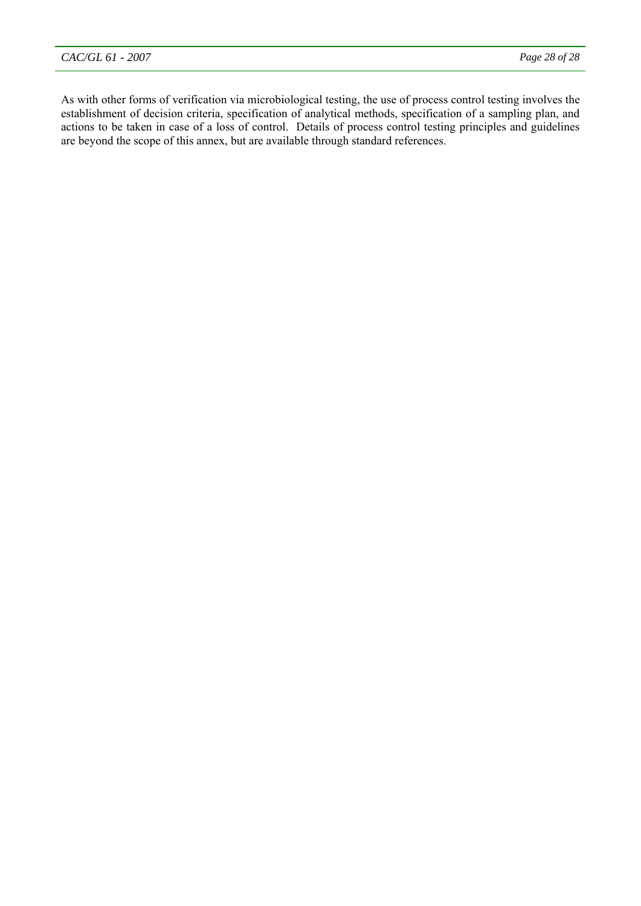As with other forms of verification via microbiological testing, the use of process control testing involves the establishment of decision criteria, specification of analytical methods, specification of a sampling plan, and actions to be taken in case of a loss of control. Details of process control testing principles and guidelines are beyond the scope of this annex, but are available through standard references.